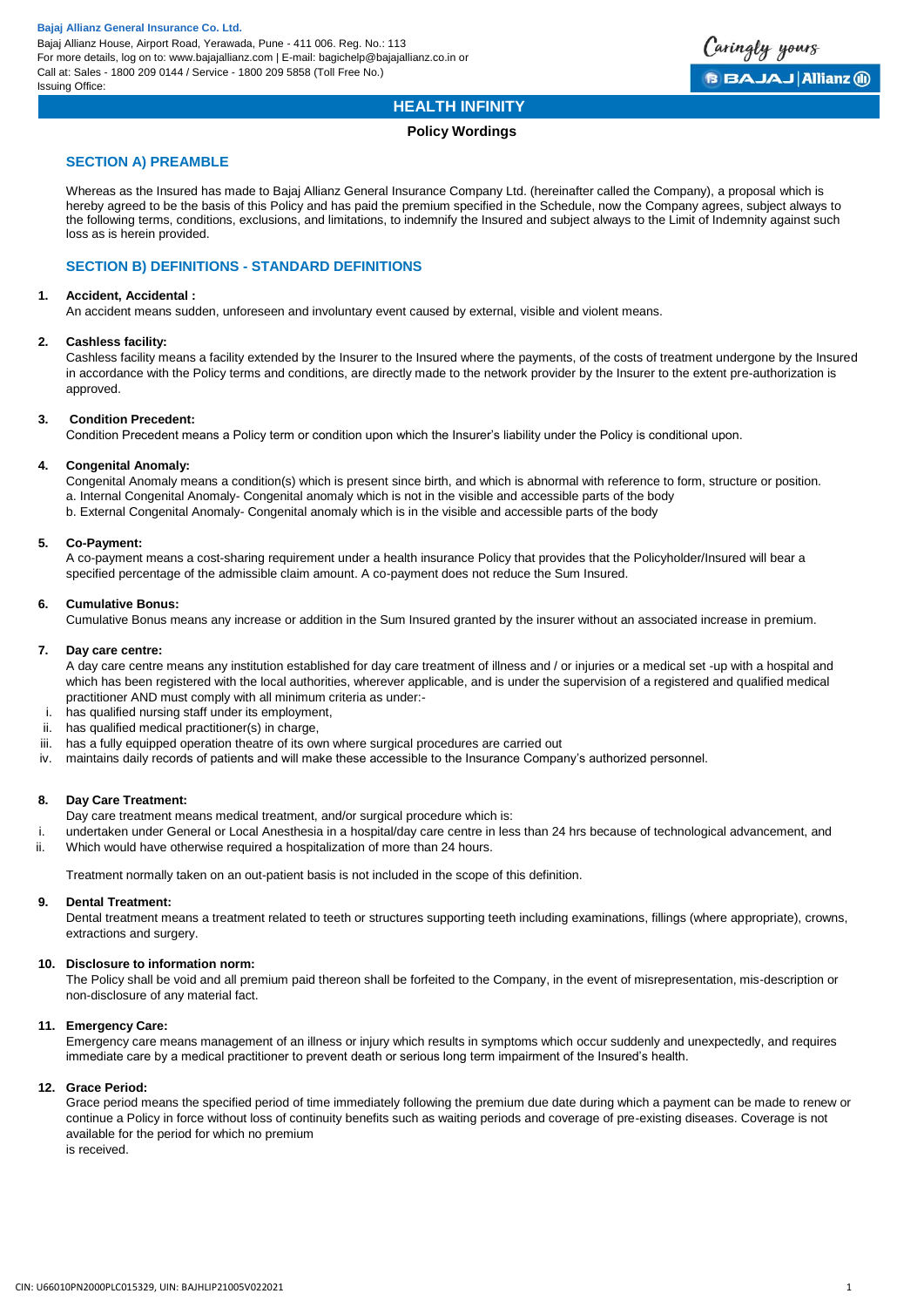**Bajaj Allianz General Insurance Co. Ltd.**
Bajaj Allianz House, Airport Road, Yerawada, Pune - 411 006. Reg. No.: 113
For more details, log on to: www.bajajallianz.com | E-mail: bagichelp@bajajallianz.co.in or
Call at: Sales - 1800 209 0144 / Service - 1800 209 5858 (Toll Free No.)
Issuing Office:

# HEALTH INFINITY

### Policy Wordings

## SECTION A) PREAMBLE

Whereas as the Insured has made to Bajaj Allianz General Insurance Company Ltd. (hereinafter called the Company), a proposal which is hereby agreed to be the basis of this Policy and has paid the premium specified in the Schedule, now the Company agrees, subject always to the following terms, conditions, exclusions, and limitations, to indemnify the Insured and subject always to the Limit of Indemnity against such loss as is herein provided.

## SECTION B) DEFINITIONS - STANDARD DEFINITIONS

**1. Accident, Accidental :**
An accident means sudden, unforeseen and involuntary event caused by external, visible and violent means.

**2. Cashless facility:**
Cashless facility means a facility extended by the Insurer to the Insured where the payments, of the costs of treatment undergone by the Insured in accordance with the Policy terms and conditions, are directly made to the network provider by the Insurer to the extent pre-authorization is approved.

**3. Condition Precedent:**
Condition Precedent means a Policy term or condition upon which the Insurer's liability under the Policy is conditional upon.

**4. Congenital Anomaly:**
Congenital Anomaly means a condition(s) which is present since birth, and which is abnormal with reference to form, structure or position.
a. Internal Congenital Anomaly- Congenital anomaly which is not in the visible and accessible parts of the body
b. External Congenital Anomaly- Congenital anomaly which is in the visible and accessible parts of the body

**5. Co-Payment:**
A co-payment means a cost-sharing requirement under a health insurance Policy that provides that the Policyholder/Insured will bear a specified percentage of the admissible claim amount. A co-payment does not reduce the Sum Insured.

**6. Cumulative Bonus:**
Cumulative Bonus means any increase or addition in the Sum Insured granted by the insurer without an associated increase in premium.

**7. Day care centre:**
A day care centre means any institution established for day care treatment of illness and / or injuries or a medical set -up with a hospital and which has been registered with the local authorities, wherever applicable, and is under the supervision of a registered and qualified medical practitioner AND must comply with all minimum criteria as under:-

i. has qualified nursing staff under its employment,
ii. has qualified medical practitioner(s) in charge,
iii. has a fully equipped operation theatre of its own where surgical procedures are carried out
iv. maintains daily records of patients and will make these accessible to the Insurance Company's authorized personnel.

**8. Day Care Treatment:**
Day care treatment means medical treatment, and/or surgical procedure which is:

i. undertaken under General or Local Anesthesia in a hospital/day care centre in less than 24 hrs because of technological advancement, and
ii. Which would have otherwise required a hospitalization of more than 24 hours.

Treatment normally taken on an out-patient basis is not included in the scope of this definition.

**9. Dental Treatment:**
Dental treatment means a treatment related to teeth or structures supporting teeth including examinations, fillings (where appropriate), crowns, extractions and surgery.

**10. Disclosure to information norm:**
The Policy shall be void and all premium paid thereon shall be forfeited to the Company, in the event of misrepresentation, mis-description or non-disclosure of any material fact.

**11. Emergency Care:**
Emergency care means management of an illness or injury which results in symptoms which occur suddenly and unexpectedly, and requires immediate care by a medical practitioner to prevent death or serious long term impairment of the Insured's health.

**12. Grace Period:**
Grace period means the specified period of time immediately following the premium due date during which a payment can be made to renew or continue a Policy in force without loss of continuity benefits such as waiting periods and coverage of pre-existing diseases. Coverage is not available for the period for which no premium is received.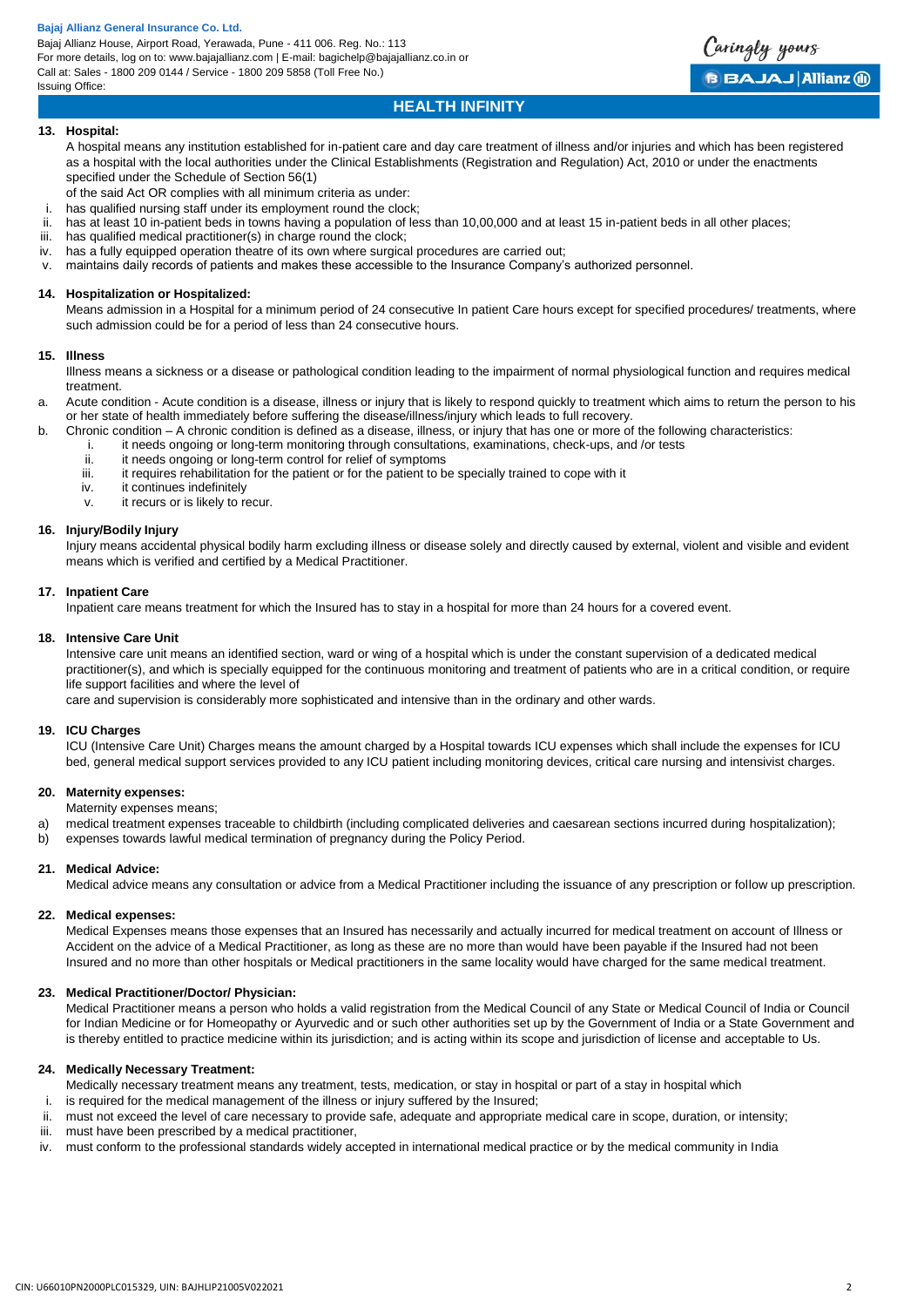**13. Hospital:**

A hospital means any institution established for in-patient care and day care treatment of illness and/or injuries and which has been registered as a hospital with the local authorities under the Clinical Establishments (Registration and Regulation) Act, 2010 or under the enactments specified under the Schedule of Section 56(1)

of the said Act OR complies with all minimum criteria as under:

i. has qualified nursing staff under its employment round the clock;
ii. has at least 10 in-patient beds in towns having a population of less than 10,00,000 and at least 15 in-patient beds in all other places;
iii. has qualified medical practitioner(s) in charge round the clock;
iv. has a fully equipped operation theatre of its own where surgical procedures are carried out;
v. maintains daily records of patients and makes these accessible to the Insurance Company's authorized personnel.

**14. Hospitalization or Hospitalized:**

Means admission in a Hospital for a minimum period of 24 consecutive In patient Care hours except for specified procedures/ treatments, where such admission could be for a period of less than 24 consecutive hours.

**15. Illness**

Illness means a sickness or a disease or pathological condition leading to the impairment of normal physiological function and requires medical treatment.

a. Acute condition - Acute condition is a disease, illness or injury that is likely to respond quickly to treatment which aims to return the person to his or her state of health immediately before suffering the disease/illness/injury which leads to full recovery.
b. Chronic condition – A chronic condition is defined as a disease, illness, or injury that has one or more of the following characteristics:
   i. it needs ongoing or long-term monitoring through consultations, examinations, check-ups, and /or tests
   ii. it needs ongoing or long-term control for relief of symptoms
   iii. it requires rehabilitation for the patient or for the patient to be specially trained to cope with it
   iv. it continues indefinitely
   v. it recurs or is likely to recur.

**16. Injury/Bodily Injury**

Injury means accidental physical bodily harm excluding illness or disease solely and directly caused by external, violent and visible and evident means which is verified and certified by a Medical Practitioner.

**17. Inpatient Care**

Inpatient care means treatment for which the Insured has to stay in a hospital for more than 24 hours for a covered event.

**18. Intensive Care Unit**

Intensive care unit means an identified section, ward or wing of a hospital which is under the constant supervision of a dedicated medical practitioner(s), and which is specially equipped for the continuous monitoring and treatment of patients who are in a critical condition, or require life support facilities and where the level of

care and supervision is considerably more sophisticated and intensive than in the ordinary and other wards.

**19. ICU Charges**

ICU (Intensive Care Unit) Charges means the amount charged by a Hospital towards ICU expenses which shall include the expenses for ICU bed, general medical support services provided to any ICU patient including monitoring devices, critical care nursing and intensivist charges.

**20. Maternity expenses:**

Maternity expenses means;

a) medical treatment expenses traceable to childbirth (including complicated deliveries and caesarean sections incurred during hospitalization);
b) expenses towards lawful medical termination of pregnancy during the Policy Period.

**21. Medical Advice:**

Medical advice means any consultation or advice from a Medical Practitioner including the issuance of any prescription or follow up prescription.

**22. Medical expenses:**

Medical Expenses means those expenses that an Insured has necessarily and actually incurred for medical treatment on account of Illness or Accident on the advice of a Medical Practitioner, as long as these are no more than would have been payable if the Insured had not been Insured and no more than other hospitals or Medical practitioners in the same locality would have charged for the same medical treatment.

**23. Medical Practitioner/Doctor/ Physician:**

Medical Practitioner means a person who holds a valid registration from the Medical Council of any State or Medical Council of India or Council for Indian Medicine or for Homeopathy or Ayurvedic and or such other authorities set up by the Government of India or a State Government and is thereby entitled to practice medicine within its jurisdiction; and is acting within its scope and jurisdiction of license and acceptable to Us.

**24. Medically Necessary Treatment:**

Medically necessary treatment means any treatment, tests, medication, or stay in hospital or part of a stay in hospital which

i. is required for the medical management of the illness or injury suffered by the Insured;
ii. must not exceed the level of care necessary to provide safe, adequate and appropriate medical care in scope, duration, or intensity;
iii. must have been prescribed by a medical practitioner,
iv. must conform to the professional standards widely accepted in international medical practice or by the medical community in India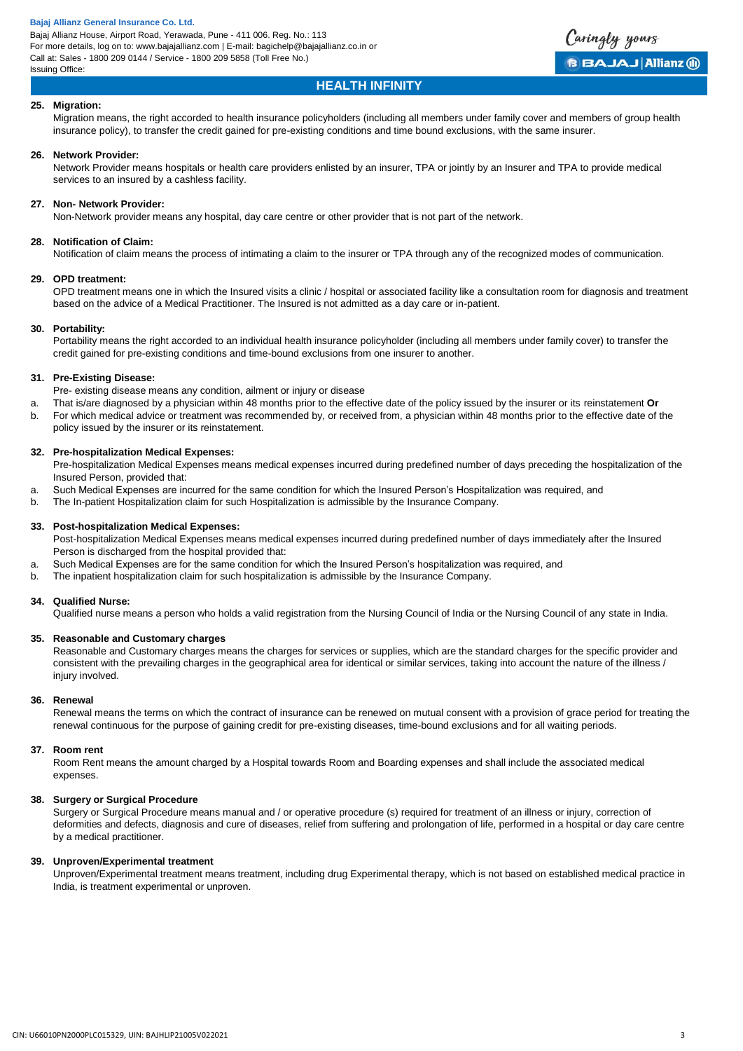## HEALTH INFINITY

**25. Migration:**

Migration means, the right accorded to health insurance policyholders (including all members under family cover and members of group health insurance policy), to transfer the credit gained for pre-existing conditions and time bound exclusions, with the same insurer.

**26. Network Provider:**

Network Provider means hospitals or health care providers enlisted by an insurer, TPA or jointly by an Insurer and TPA to provide medical services to an insured by a cashless facility.

**27. Non- Network Provider:**

Non-Network provider means any hospital, day care centre or other provider that is not part of the network.

**28. Notification of Claim:**

Notification of claim means the process of intimating a claim to the insurer or TPA through any of the recognized modes of communication.

**29. OPD treatment:**

OPD treatment means one in which the Insured visits a clinic / hospital or associated facility like a consultation room for diagnosis and treatment based on the advice of a Medical Practitioner. The Insured is not admitted as a day care or in-patient.

**30. Portability:**

Portability means the right accorded to an individual health insurance policyholder (including all members under family cover) to transfer the credit gained for pre-existing conditions and time-bound exclusions from one insurer to another.

**31. Pre-Existing Disease:**

Pre- existing disease means any condition, ailment or injury or disease

a. That is/are diagnosed by a physician within 48 months prior to the effective date of the policy issued by the insurer or its reinstatement **Or**
b. For which medical advice or treatment was recommended by, or received from, a physician within 48 months prior to the effective date of the policy issued by the insurer or its reinstatement.

**32. Pre-hospitalization Medical Expenses:**

Pre-hospitalization Medical Expenses means medical expenses incurred during predefined number of days preceding the hospitalization of the Insured Person, provided that:

a. Such Medical Expenses are incurred for the same condition for which the Insured Person's Hospitalization was required, and
b. The In-patient Hospitalization claim for such Hospitalization is admissible by the Insurance Company.

**33. Post-hospitalization Medical Expenses:**

Post-hospitalization Medical Expenses means medical expenses incurred during predefined number of days immediately after the Insured Person is discharged from the hospital provided that:

a. Such Medical Expenses are for the same condition for which the Insured Person's hospitalization was required, and
b. The inpatient hospitalization claim for such hospitalization is admissible by the Insurance Company.

**34. Qualified Nurse:**

Qualified nurse means a person who holds a valid registration from the Nursing Council of India or the Nursing Council of any state in India.

**35. Reasonable and Customary charges**

Reasonable and Customary charges means the charges for services or supplies, which are the standard charges for the specific provider and consistent with the prevailing charges in the geographical area for identical or similar services, taking into account the nature of the illness / injury involved.

**36. Renewal**

Renewal means the terms on which the contract of insurance can be renewed on mutual consent with a provision of grace period for treating the renewal continuous for the purpose of gaining credit for pre-existing diseases, time-bound exclusions and for all waiting periods.

**37. Room rent**

Room Rent means the amount charged by a Hospital towards Room and Boarding expenses and shall include the associated medical expenses.

**38. Surgery or Surgical Procedure**

Surgery or Surgical Procedure means manual and / or operative procedure (s) required for treatment of an illness or injury, correction of deformities and defects, diagnosis and cure of diseases, relief from suffering and prolongation of life, performed in a hospital or day care centre by a medical practitioner.

**39. Unproven/Experimental treatment**

Unproven/Experimental treatment means treatment, including drug Experimental therapy, which is not based on established medical practice in India, is treatment experimental or unproven.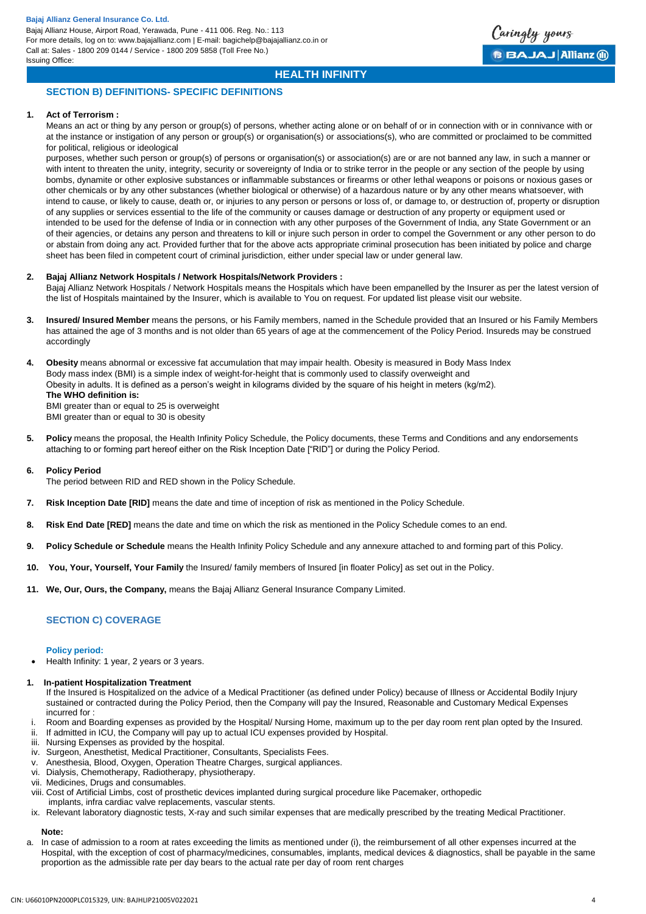## HEALTH INFINITY

### SECTION B) DEFINITIONS- SPECIFIC DEFINITIONS

1. **Act of Terrorism :**
   Means an act or thing by any person or group(s) of persons, whether acting alone or on behalf of or in connection with or in connivance with or at the instance or instigation of any person or group(s) or organisation(s) or associations(s), who are committed or proclaimed to be committed for political, religious or ideological
   purposes, whether such person or group(s) of persons or organisation(s) or association(s) are or are not banned any law, in such a manner or with intent to threaten the unity, integrity, security or sovereignty of India or to strike terror in the people or any section of the people by using bombs, dynamite or other explosive substances or inflammable substances or firearms or other lethal weapons or poisons or noxious gases or other chemicals or by any other substances (whether biological or otherwise) of a hazardous nature or by any other means whatsoever, with intend to cause, or likely to cause, death or, or injuries to any person or persons or loss of, or damage to, or destruction of, property or disruption of any supplies or services essential to the life of the community or causes damage or destruction of any property or equipment used or intended to be used for the defense of India or in connection with any other purposes of the Government of India, any State Government or an of their agencies, or detains any person and threatens to kill or injure such person in order to compel the Government or any other person to do or abstain from doing any act. Provided further that for the above acts appropriate criminal prosecution has been initiated by police and charge sheet has been filed in competent court of criminal jurisdiction, either under special law or under general law.

2. **Bajaj Allianz Network Hospitals / Network Hospitals/Network Providers :**
   Bajaj Allianz Network Hospitals / Network Hospitals means the Hospitals which have been empanelled by the Insurer as per the latest version of the list of Hospitals maintained by the Insurer, which is available to You on request. For updated list please visit our website.

3. **Insured/ Insured Member** means the persons, or his Family members, named in the Schedule provided that an Insured or his Family Members has attained the age of 3 months and is not older than 65 years of age at the commencement of the Policy Period. Insureds may be construed accordingly

4. **Obesity** means abnormal or excessive fat accumulation that may impair health. Obesity is measured in Body Mass Index
   Body mass index (BMI) is a simple index of weight-for-height that is commonly used to classify overweight and
   Obesity in adults. It is defined as a person's weight in kilograms divided by the square of his height in meters (kg/m2).
   **The WHO definition is:**
   BMI greater than or equal to 25 is overweight
   BMI greater than or equal to 30 is obesity

5. **Policy** means the proposal, the Health Infinity Policy Schedule, the Policy documents, these Terms and Conditions and any endorsements attaching to or forming part hereof either on the Risk Inception Date ["RID"] or during the Policy Period.

6. **Policy Period**
   The period between RID and RED shown in the Policy Schedule.

7. **Risk Inception Date [RID]** means the date and time of inception of risk as mentioned in the Policy Schedule.

8. **Risk End Date [RED]** means the date and time on which the risk as mentioned in the Policy Schedule comes to an end.

9. **Policy Schedule or Schedule** means the Health Infinity Policy Schedule and any annexure attached to and forming part of this Policy.

10. **You, Your, Yourself, Your Family** the Insured/ family members of Insured [in floater Policy] as set out in the Policy.

11. **We, Our, Ours, the Company,** means the Bajaj Allianz General Insurance Company Limited.

### SECTION C) COVERAGE

**Policy period:**

- Health Infinity: 1 year, 2 years or 3 years.

**1. In-patient Hospitalization Treatment**

If the Insured is Hospitalized on the advice of a Medical Practitioner (as defined under Policy) because of Illness or Accidental Bodily Injury sustained or contracted during the Policy Period, then the Company will pay the Insured, Reasonable and Customary Medical Expenses incurred for :

i. Room and Boarding expenses as provided by the Hospital/ Nursing Home, maximum up to the per day room rent plan opted by the Insured.
ii. If admitted in ICU, the Company will pay up to actual ICU expenses provided by Hospital.
iii. Nursing Expenses as provided by the hospital.
iv. Surgeon, Anesthetist, Medical Practitioner, Consultants, Specialists Fees.
v. Anesthesia, Blood, Oxygen, Operation Theatre Charges, surgical appliances.
vi. Dialysis, Chemotherapy, Radiotherapy, physiotherapy.
vii. Medicines, Drugs and consumables.
viii. Cost of Artificial Limbs, cost of prosthetic devices implanted during surgical procedure like Pacemaker, orthopedic implants, infra cardiac valve replacements, vascular stents.
ix. Relevant laboratory diagnostic tests, X-ray and such similar expenses that are medically prescribed by the treating Medical Practitioner.

**Note:**

a. In case of admission to a room at rates exceeding the limits as mentioned under (i), the reimbursement of all other expenses incurred at the Hospital, with the exception of cost of pharmacy/medicines, consumables, implants, medical devices & diagnostics, shall be payable in the same proportion as the admissible rate per day bears to the actual rate per day of room rent charges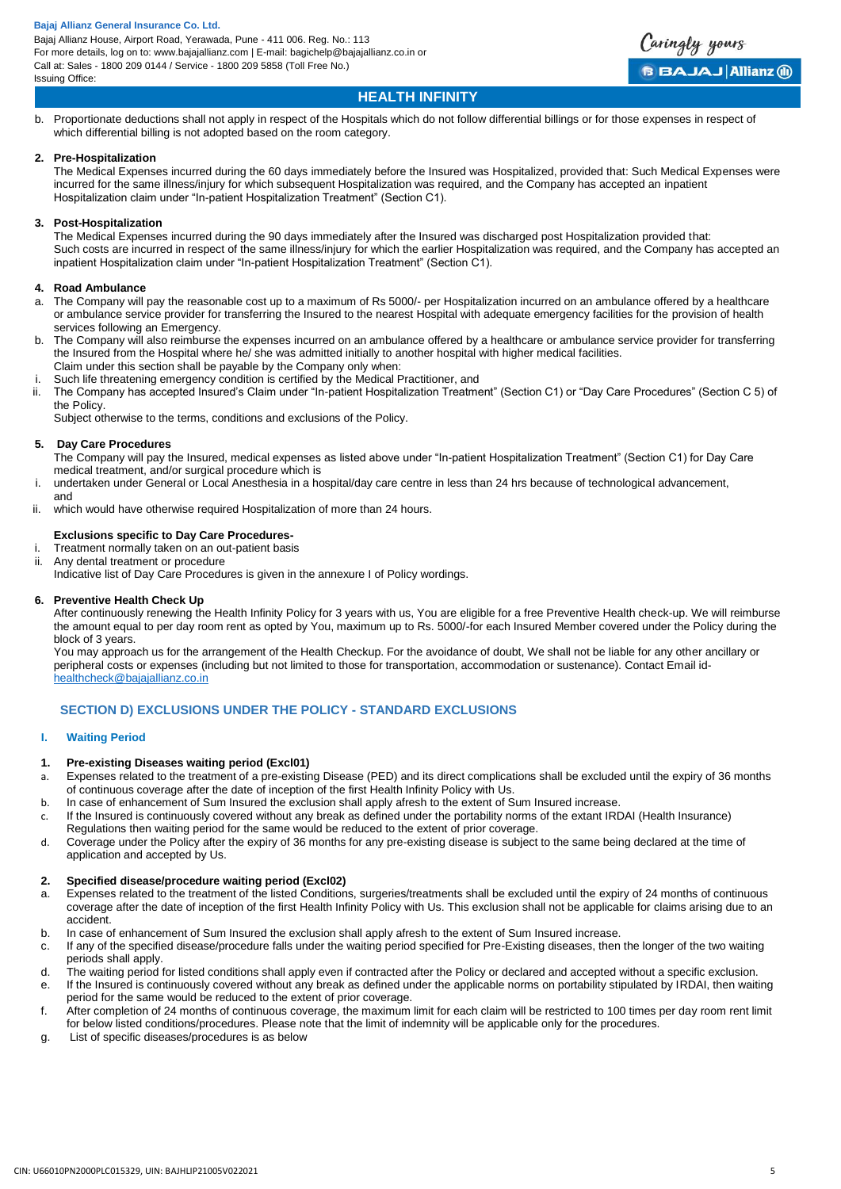b. Proportionate deductions shall not apply in respect of the Hospitals which do not follow differential billings or for those expenses in respect of which differential billing is not adopted based on the room category.

**2. Pre-Hospitalization**

The Medical Expenses incurred during the 60 days immediately before the Insured was Hospitalized, provided that: Such Medical Expenses were incurred for the same illness/injury for which subsequent Hospitalization was required, and the Company has accepted an inpatient Hospitalization claim under "In-patient Hospitalization Treatment" (Section C1).

**3. Post-Hospitalization**

The Medical Expenses incurred during the 90 days immediately after the Insured was discharged post Hospitalization provided that: Such costs are incurred in respect of the same illness/injury for which the earlier Hospitalization was required, and the Company has accepted an inpatient Hospitalization claim under "In-patient Hospitalization Treatment" (Section C1).

**4. Road Ambulance**

a. The Company will pay the reasonable cost up to a maximum of Rs 5000/- per Hospitalization incurred on an ambulance offered by a healthcare or ambulance service provider for transferring the Insured to the nearest Hospital with adequate emergency facilities for the provision of health services following an Emergency.

b. The Company will also reimburse the expenses incurred on an ambulance offered by a healthcare or ambulance service provider for transferring the Insured from the Hospital where he/ she was admitted initially to another hospital with higher medical facilities.

Claim under this section shall be payable by the Company only when:

i. Such life threatening emergency condition is certified by the Medical Practitioner, and

ii. The Company has accepted Insured's Claim under "In-patient Hospitalization Treatment" (Section C1) or "Day Care Procedures" (Section C 5) of the Policy.

Subject otherwise to the terms, conditions and exclusions of the Policy.

**5. Day Care Procedures**

The Company will pay the Insured, medical expenses as listed above under "In-patient Hospitalization Treatment" (Section C1) for Day Care medical treatment, and/or surgical procedure which is

i. undertaken under General or Local Anesthesia in a hospital/day care centre in less than 24 hrs because of technological advancement, and

ii. which would have otherwise required Hospitalization of more than 24 hours.

**Exclusions specific to Day Care Procedures-**

i. Treatment normally taken on an out-patient basis

ii. Any dental treatment or procedure

Indicative list of Day Care Procedures is given in the annexure I of Policy wordings.

**6. Preventive Health Check Up**

After continuously renewing the Health Infinity Policy for 3 years with us, You are eligible for a free Preventive Health check-up. We will reimburse the amount equal to per day room rent as opted by You, maximum up to Rs. 5000/-for each Insured Member covered under the Policy during the block of 3 years.

You may approach us for the arrangement of the Health Checkup. For the avoidance of doubt, We shall not be liable for any other ancillary or peripheral costs or expenses (including but not limited to those for transportation, accommodation or sustenance). Contact Email id- healthcheck@bajajallianz.co.in

## SECTION D) EXCLUSIONS UNDER THE POLICY - STANDARD EXCLUSIONS

### I. Waiting Period

**1. Pre-existing Diseases waiting period (Excl01)**

a. Expenses related to the treatment of a pre-existing Disease (PED) and its direct complications shall be excluded until the expiry of 36 months of continuous coverage after the date of inception of the first Health Infinity Policy with Us.

b. In case of enhancement of Sum Insured the exclusion shall apply afresh to the extent of Sum Insured increase.

c. If the Insured is continuously covered without any break as defined under the portability norms of the extant IRDAI (Health Insurance) Regulations then waiting period for the same would be reduced to the extent of prior coverage.

d. Coverage under the Policy after the expiry of 36 months for any pre-existing disease is subject to the same being declared at the time of application and accepted by Us.

**2. Specified disease/procedure waiting period (Excl02)**

a. Expenses related to the treatment of the listed Conditions, surgeries/treatments shall be excluded until the expiry of 24 months of continuous coverage after the date of inception of the first Health Infinity Policy with Us. This exclusion shall not be applicable for claims arising due to an accident.

b. In case of enhancement of Sum Insured the exclusion shall apply afresh to the extent of Sum Insured increase.

c. If any of the specified disease/procedure falls under the waiting period specified for Pre-Existing diseases, then the longer of the two waiting periods shall apply.

d. The waiting period for listed conditions shall apply even if contracted after the Policy or declared and accepted without a specific exclusion.

e. If the Insured is continuously covered without any break as defined under the applicable norms on portability stipulated by IRDAI, then waiting period for the same would be reduced to the extent of prior coverage.

f. After completion of 24 months of continuous coverage, the maximum limit for each claim will be restricted to 100 times per day room rent limit for below listed conditions/procedures. Please note that the limit of indemnity will be applicable only for the procedures.

g. List of specific diseases/procedures is as below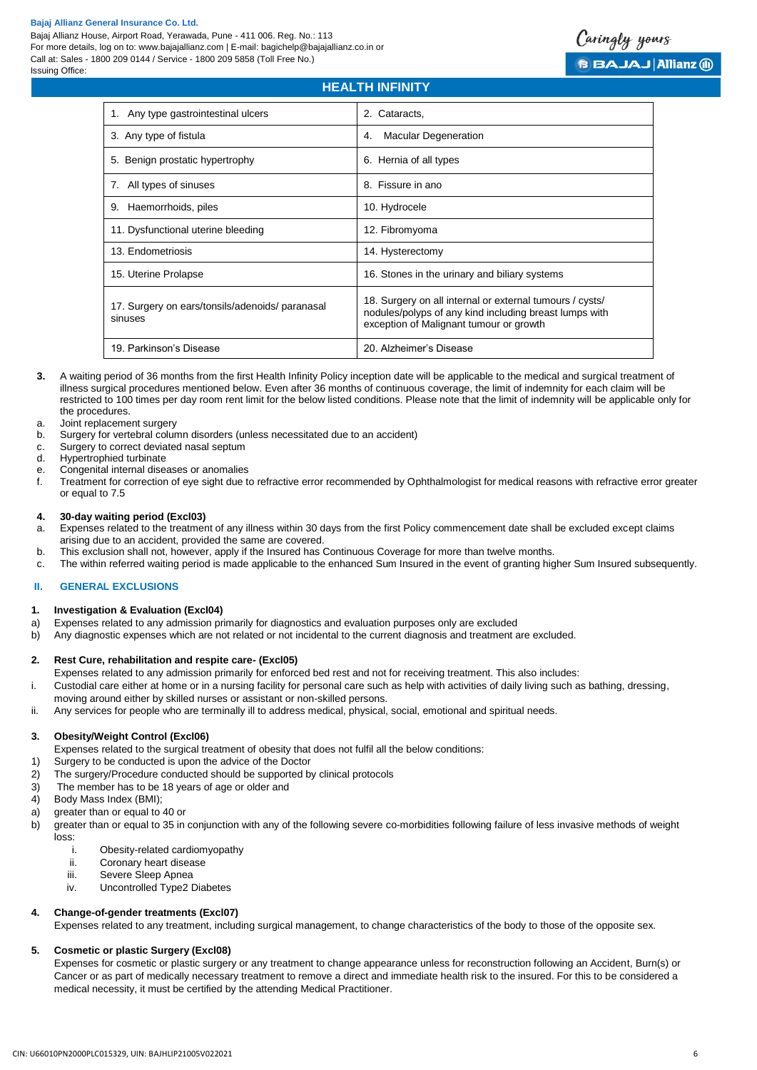## HEALTH INFINITY

| 1. Any type gastrointestinal ulcers | 2. Cataracts, |
|---|---|
| 3. Any type of fistula | 4. Macular Degeneration |
| 5. Benign prostatic hypertrophy | 6. Hernia of all types |
| 7. All types of sinuses | 8. Fissure in ano |
| 9. Haemorrhoids, piles | 10. Hydrocele |
| 11. Dysfunctional uterine bleeding | 12. Fibromyoma |
| 13. Endometriosis | 14. Hysterectomy |
| 15. Uterine Prolapse | 16. Stones in the urinary and biliary systems |
| 17. Surgery on ears/tonsils/adenoids/ paranasal sinuses | 18. Surgery on all internal or external tumours / cysts/ nodules/polyps of any kind including breast lumps with exception of Malignant tumour or growth |
| 19. Parkinson's Disease | 20. Alzheimer's Disease |

**3.** A waiting period of 36 months from the first Health Infinity Policy inception date will be applicable to the medical and surgical treatment of illness surgical procedures mentioned below. Even after 36 months of continuous coverage, the limit of indemnity for each claim will be restricted to 100 times per day room rent limit for the below listed conditions. Please note that the limit of indemnity will be applicable only for the procedures.

a. Joint replacement surgery
b. Surgery for vertebral column disorders (unless necessitated due to an accident)
c. Surgery to correct deviated nasal septum
d. Hypertrophied turbinate
e. Congenital internal diseases or anomalies
f. Treatment for correction of eye sight due to refractive error recommended by Ophthalmologist for medical reasons with refractive error greater or equal to 7.5

**4. 30-day waiting period (Excl03)**

a. Expenses related to the treatment of any illness within 30 days from the first Policy commencement date shall be excluded except claims arising due to an accident, provided the same are covered.
b. This exclusion shall not, however, apply if the Insured has Continuous Coverage for more than twelve months.
c. The within referred waiting period is made applicable to the enhanced Sum Insured in the event of granting higher Sum Insured subsequently.

## II. GENERAL EXCLUSIONS

**1. Investigation & Evaluation (Excl04)**

a) Expenses related to any admission primarily for diagnostics and evaluation purposes only are excluded
b) Any diagnostic expenses which are not related or not incidental to the current diagnosis and treatment are excluded.

**2. Rest Cure, rehabilitation and respite care- (Excl05)**

Expenses related to any admission primarily for enforced bed rest and not for receiving treatment. This also includes:

i. Custodial care either at home or in a nursing facility for personal care such as help with activities of daily living such as bathing, dressing, moving around either by skilled nurses or assistant or non-skilled persons.
ii. Any services for people who are terminally ill to address medical, physical, social, emotional and spiritual needs.

**3. Obesity/Weight Control (Excl06)**

Expenses related to the surgical treatment of obesity that does not fulfil all the below conditions:

1) Surgery to be conducted is upon the advice of the Doctor
2) The surgery/Procedure conducted should be supported by clinical protocols
3) The member has to be 18 years of age or older and
4) Body Mass Index (BMI);

a) greater than or equal to 40 or
b) greater than or equal to 35 in conjunction with any of the following severe co-morbidities following failure of less invasive methods of weight loss:
    i. Obesity-related cardiomyopathy
    ii. Coronary heart disease
    iii. Severe Sleep Apnea
    iv. Uncontrolled Type2 Diabetes

**4. Change-of-gender treatments (Excl07)**

Expenses related to any treatment, including surgical management, to change characteristics of the body to those of the opposite sex.

**5. Cosmetic or plastic Surgery (Excl08)**

Expenses for cosmetic or plastic surgery or any treatment to change appearance unless for reconstruction following an Accident, Burn(s) or Cancer or as part of medically necessary treatment to remove a direct and immediate health risk to the insured. For this to be considered a medical necessity, it must be certified by the attending Medical Practitioner.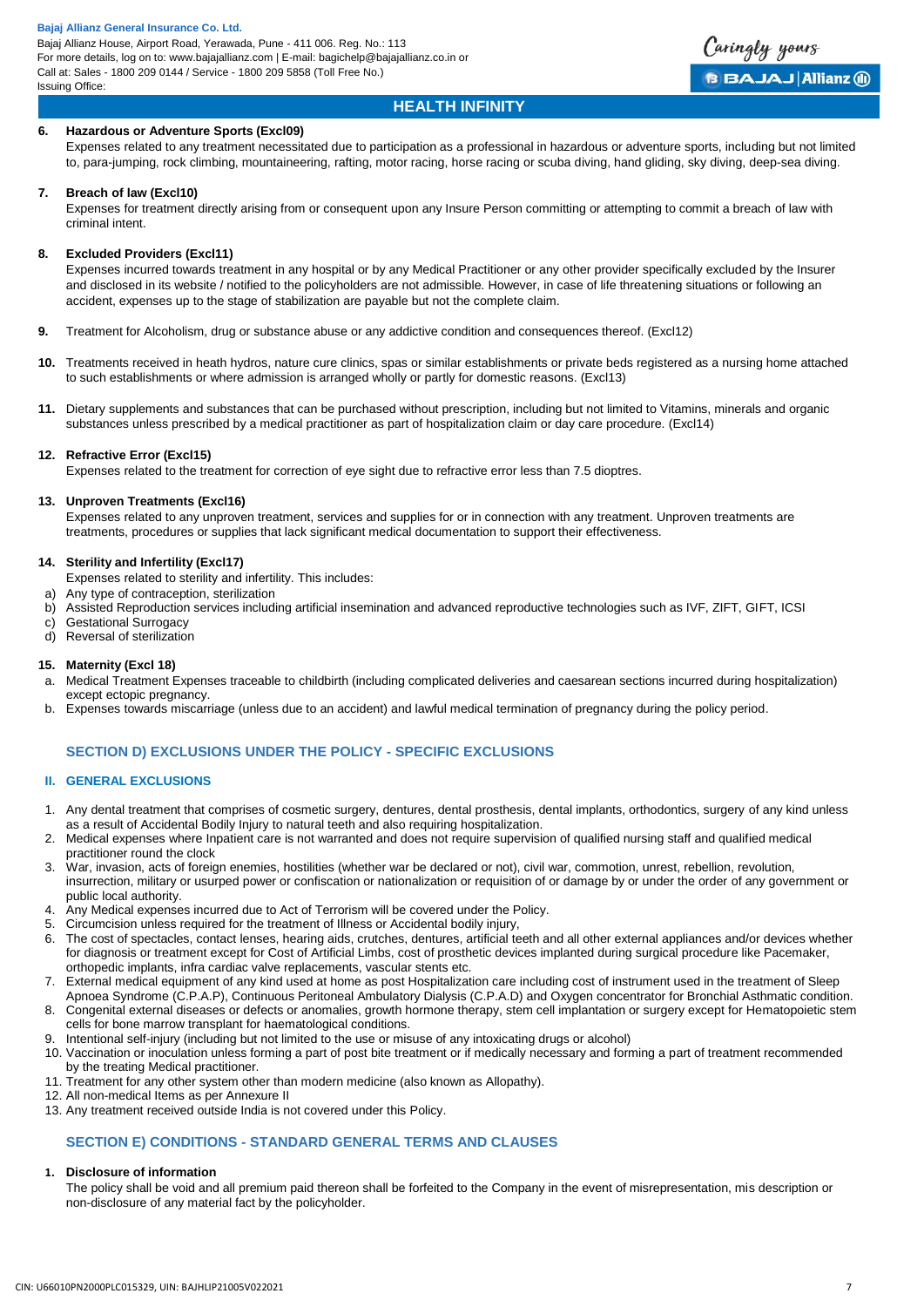**6. Hazardous or Adventure Sports (Excl09)**

Expenses related to any treatment necessitated due to participation as a professional in hazardous or adventure sports, including but not limited to, para-jumping, rock climbing, mountaineering, rafting, motor racing, horse racing or scuba diving, hand gliding, sky diving, deep-sea diving.

**7. Breach of law (Excl10)**

Expenses for treatment directly arising from or consequent upon any Insure Person committing or attempting to commit a breach of law with criminal intent.

**8. Excluded Providers (Excl11)**

Expenses incurred towards treatment in any hospital or by any Medical Practitioner or any other provider specifically excluded by the Insurer and disclosed in its website / notified to the policyholders are not admissible. However, in case of life threatening situations or following an accident, expenses up to the stage of stabilization are payable but not the complete claim.

**9.** Treatment for Alcoholism, drug or substance abuse or any addictive condition and consequences thereof. (Excl12)

**10.** Treatments received in heath hydros, nature cure clinics, spas or similar establishments or private beds registered as a nursing home attached to such establishments or where admission is arranged wholly or partly for domestic reasons. (Excl13)

**11.** Dietary supplements and substances that can be purchased without prescription, including but not limited to Vitamins, minerals and organic substances unless prescribed by a medical practitioner as part of hospitalization claim or day care procedure. (Excl14)

**12. Refractive Error (Excl15)**

Expenses related to the treatment for correction of eye sight due to refractive error less than 7.5 dioptres.

**13. Unproven Treatments (Excl16)**

Expenses related to any unproven treatment, services and supplies for or in connection with any treatment. Unproven treatments are treatments, procedures or supplies that lack significant medical documentation to support their effectiveness.

**14. Sterility and Infertility (Excl17)**

Expenses related to sterility and infertility. This includes:

a) Any type of contraception, sterilization
b) Assisted Reproduction services including artificial insemination and advanced reproductive technologies such as IVF, ZIFT, GIFT, ICSI
c) Gestational Surrogacy
d) Reversal of sterilization

**15. Maternity (Excl 18)**

a. Medical Treatment Expenses traceable to childbirth (including complicated deliveries and caesarean sections incurred during hospitalization) except ectopic pregnancy.
b. Expenses towards miscarriage (unless due to an accident) and lawful medical termination of pregnancy during the policy period.

## SECTION D) EXCLUSIONS UNDER THE POLICY - SPECIFIC EXCLUSIONS

### II. GENERAL EXCLUSIONS

1. Any dental treatment that comprises of cosmetic surgery, dentures, dental prosthesis, dental implants, orthodontics, surgery of any kind unless as a result of Accidental Bodily Injury to natural teeth and also requiring hospitalization.
2. Medical expenses where Inpatient care is not warranted and does not require supervision of qualified nursing staff and qualified medical practitioner round the clock
3. War, invasion, acts of foreign enemies, hostilities (whether war be declared or not), civil war, commotion, unrest, rebellion, revolution, insurrection, military or usurped power or confiscation or nationalization or requisition of or damage by or under the order of any government or public local authority.
4. Any Medical expenses incurred due to Act of Terrorism will be covered under the Policy.
5. Circumcision unless required for the treatment of Illness or Accidental bodily injury,
6. The cost of spectacles, contact lenses, hearing aids, crutches, dentures, artificial teeth and all other external appliances and/or devices whether for diagnosis or treatment except for Cost of Artificial Limbs, cost of prosthetic devices implanted during surgical procedure like Pacemaker, orthopedic implants, infra cardiac valve replacements, vascular stents etc.
7. External medical equipment of any kind used at home as post Hospitalization care including cost of instrument used in the treatment of Sleep Apnoea Syndrome (C.P.A.P), Continuous Peritoneal Ambulatory Dialysis (C.P.A.D) and Oxygen concentrator for Bronchial Asthmatic condition.
8. Congenital external diseases or defects or anomalies, growth hormone therapy, stem cell implantation or surgery except for Hematopoietic stem cells for bone marrow transplant for haematological conditions.
9. Intentional self-injury (including but not limited to the use or misuse of any intoxicating drugs or alcohol)
10. Vaccination or inoculation unless forming a part of post bite treatment or if medically necessary and forming a part of treatment recommended by the treating Medical practitioner.
11. Treatment for any other system other than modern medicine (also known as Allopathy).
12. All non-medical Items as per Annexure II
13. Any treatment received outside India is not covered under this Policy.

## SECTION E) CONDITIONS - STANDARD GENERAL TERMS AND CLAUSES

**1. Disclosure of information**

The policy shall be void and all premium paid thereon shall be forfeited to the Company in the event of misrepresentation, mis description or non-disclosure of any material fact by the policyholder.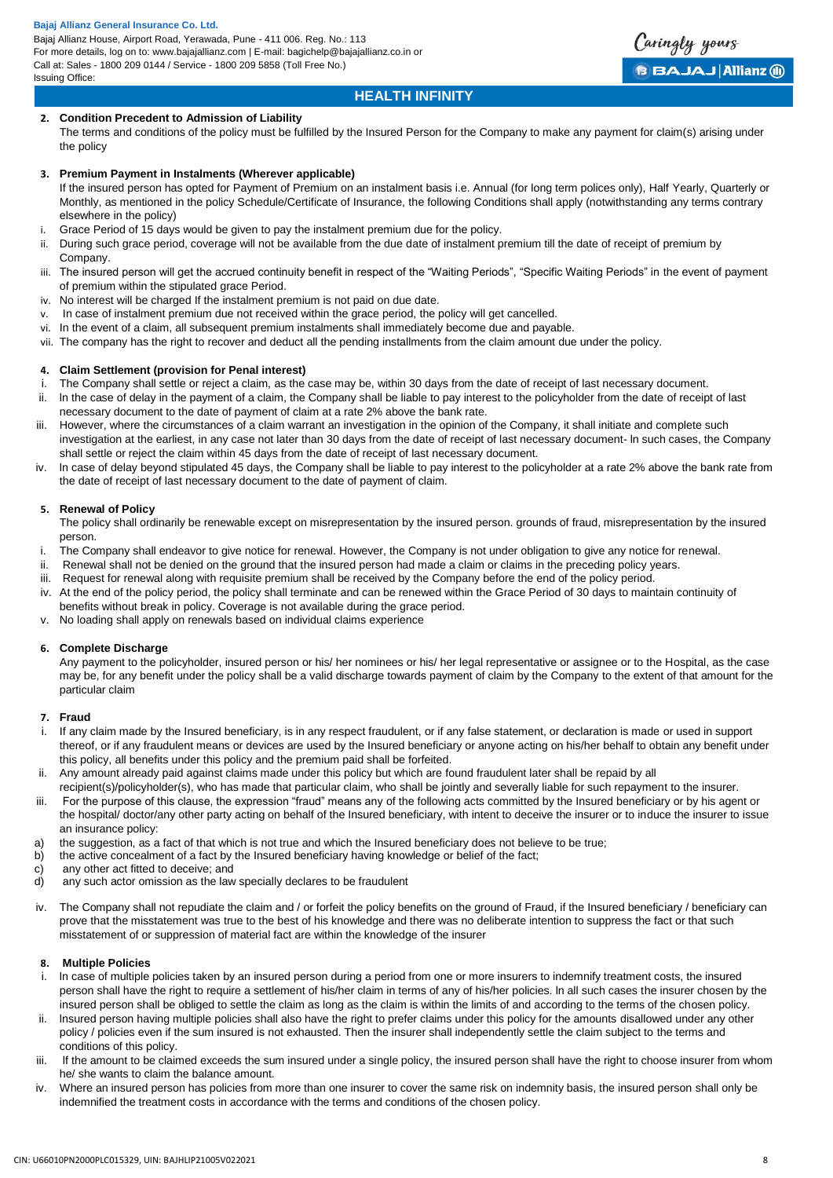**2. Condition Precedent to Admission of Liability**

The terms and conditions of the policy must be fulfilled by the Insured Person for the Company to make any payment for claim(s) arising under the policy

**3. Premium Payment in Instalments (Wherever applicable)**

If the insured person has opted for Payment of Premium on an instalment basis i.e. Annual (for long term polices only), Half Yearly, Quarterly or Monthly, as mentioned in the policy Schedule/Certificate of Insurance, the following Conditions shall apply (notwithstanding any terms contrary elsewhere in the policy)

i. Grace Period of 15 days would be given to pay the instalment premium due for the policy.
ii. During such grace period, coverage will not be available from the due date of instalment premium till the date of receipt of premium by Company.
iii. The insured person will get the accrued continuity benefit in respect of the "Waiting Periods", "Specific Waiting Periods" in the event of payment of premium within the stipulated grace Period.
iv. No interest will be charged If the instalment premium is not paid on due date.
v. In case of instalment premium due not received within the grace period, the policy will get cancelled.
vi. In the event of a claim, all subsequent premium instalments shall immediately become due and payable.
vii. The company has the right to recover and deduct all the pending installments from the claim amount due under the policy.

**4. Claim Settlement (provision for Penal interest)**

i. The Company shall settle or reject a claim, as the case may be, within 30 days from the date of receipt of last necessary document.
ii. ln the case of delay in the payment of a claim, the Company shall be liable to pay interest to the policyholder from the date of receipt of last necessary document to the date of payment of claim at a rate 2% above the bank rate.
iii. However, where the circumstances of a claim warrant an investigation in the opinion of the Company, it shall initiate and complete such investigation at the earliest, in any case not later than 30 days from the date of receipt of last necessary document- ln such cases, the Company shall settle or reject the claim within 45 days from the date of receipt of last necessary document.
iv. ln case of delay beyond stipulated 45 days, the Company shall be liable to pay interest to the policyholder at a rate 2% above the bank rate from the date of receipt of last necessary document to the date of payment of claim.

**5. Renewal of Policy**

The policy shall ordinarily be renewable except on misrepresentation by the insured person. grounds of fraud, misrepresentation by the insured person.

i. The Company shall endeavor to give notice for renewal. However, the Company is not under obligation to give any notice for renewal.
ii. Renewal shall not be denied on the ground that the insured person had made a claim or claims in the preceding policy years.
iii. Request for renewal along with requisite premium shall be received by the Company before the end of the policy period.
iv. At the end of the policy period, the policy shall terminate and can be renewed within the Grace Period of 30 days to maintain continuity of benefits without break in policy. Coverage is not available during the grace period.
v. No loading shall apply on renewals based on individual claims experience

**6. Complete Discharge**

Any payment to the policyholder, insured person or his/ her nominees or his/ her legal representative or assignee or to the Hospital, as the case may be, for any benefit under the policy shall be a valid discharge towards payment of claim by the Company to the extent of that amount for the particular claim

**7. Fraud**

i. If any claim made by the Insured beneficiary, is in any respect fraudulent, or if any false statement, or declaration is made or used in support thereof, or if any fraudulent means or devices are used by the Insured beneficiary or anyone acting on his/her behalf to obtain any benefit under this policy, all benefits under this policy and the premium paid shall be forfeited.
ii. Any amount already paid against claims made under this policy but which are found fraudulent later shall be repaid by all recipient(s)/policyholder(s), who has made that particular claim, who shall be jointly and severally liable for such repayment to the insurer.
iii. For the purpose of this clause, the expression "fraud" means any of the following acts committed by the Insured beneficiary or by his agent or the hospital/ doctor/any other party acting on behalf of the Insured beneficiary, with intent to deceive the insurer or to induce the insurer to issue an insurance policy:

a) the suggestion, as a fact of that which is not true and which the Insured beneficiary does not believe to be true;
b) the active concealment of a fact by the Insured beneficiary having knowledge or belief of the fact;
c) any other act fitted to deceive; and
d) any such actor omission as the law specially declares to be fraudulent

iv. The Company shall not repudiate the claim and / or forfeit the policy benefits on the ground of Fraud, if the Insured beneficiary / beneficiary can prove that the misstatement was true to the best of his knowledge and there was no deliberate intention to suppress the fact or that such misstatement of or suppression of material fact are within the knowledge of the insurer

**8. Multiple Policies**

i. ln case of multiple policies taken by an insured person during a period from one or more insurers to indemnify treatment costs, the insured person shall have the right to require a settlement of his/her claim in terms of any of his/her policies. ln all such cases the insurer chosen by the insured person shall be obliged to settle the claim as long as the claim is within the limits of and according to the terms of the chosen policy.
ii. lnsured person having multiple policies shall also have the right to prefer claims under this policy for the amounts disallowed under any other policy / policies even if the sum insured is not exhausted. Then the insurer shall independently settle the claim subject to the terms and conditions of this policy.
iii. If the amount to be claimed exceeds the sum insured under a single policy, the insured person shall have the right to choose insurer from whom he/ she wants to claim the balance amount.
iv. Where an insured person has policies from more than one insurer to cover the same risk on indemnity basis, the insured person shall only be indemnified the treatment costs in accordance with the terms and conditions of the chosen policy.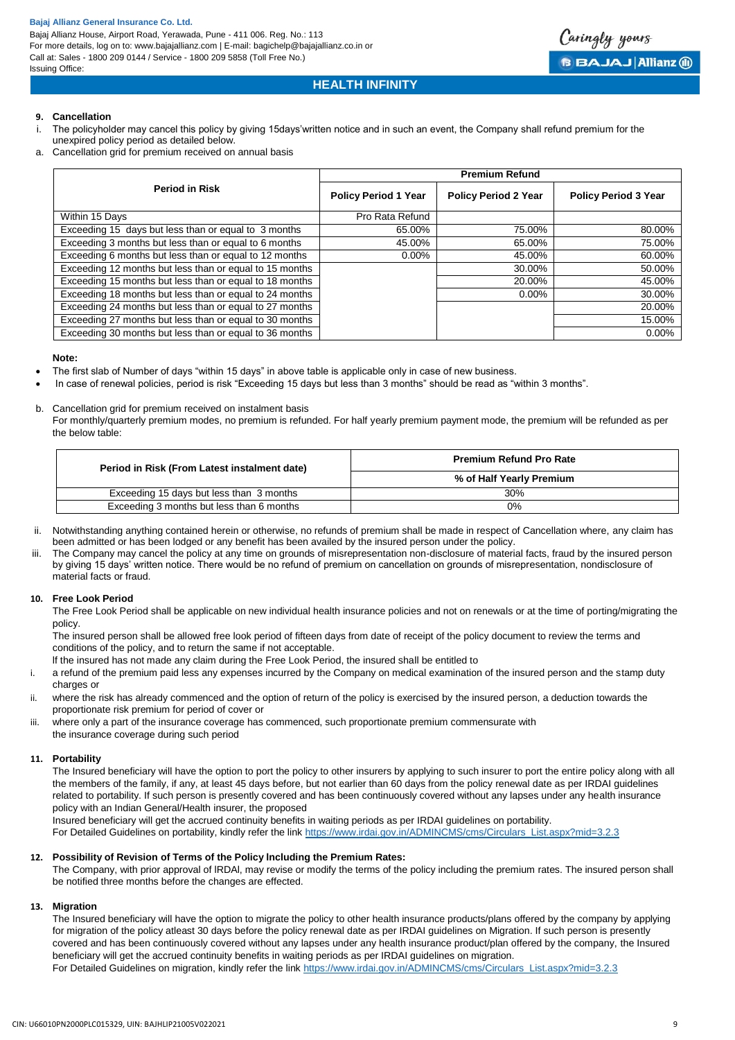**9. Cancellation**

i. The policyholder may cancel this policy by giving 15days'written notice and in such an event, the Company shall refund premium for the unexpired policy period as detailed below.

a. Cancellation grid for premium received on annual basis

| Period in Risk | Premium Refund | | |
|---|---|---|---|
| | Policy Period 1 Year | Policy Period 2 Year | Policy Period 3 Year |
| Within 15 Days | Pro Rata Refund | | |
| Exceeding 15 days but less than or equal to 3 months | 65.00% | 75.00% | 80.00% |
| Exceeding 3 months but less than or equal to 6 months | 45.00% | 65.00% | 75.00% |
| Exceeding 6 months but less than or equal to 12 months | 0.00% | 45.00% | 60.00% |
| Exceeding 12 months but less than or equal to 15 months | | 30.00% | 50.00% |
| Exceeding 15 months but less than or equal to 18 months | | 20.00% | 45.00% |
| Exceeding 18 months but less than or equal to 24 months | | 0.00% | 30.00% |
| Exceeding 24 months but less than or equal to 27 months | | | 20.00% |
| Exceeding 27 months but less than or equal to 30 months | | | 15.00% |
| Exceeding 30 months but less than or equal to 36 months | | | 0.00% |

**Note:**

- The first slab of Number of days "within 15 days" in above table is applicable only in case of new business.
- In case of renewal policies, period is risk "Exceeding 15 days but less than 3 months" should be read as "within 3 months".

b. Cancellation grid for premium received on instalment basis

For monthly/quarterly premium modes, no premium is refunded. For half yearly premium payment mode, the premium will be refunded as per the below table:

| Period in Risk (From Latest instalment date) | Premium Refund Pro Rate |
|---|---|
| | % of Half Yearly Premium |
| Exceeding 15 days but less than 3 months | 30% |
| Exceeding 3 months but less than 6 months | 0% |

ii. Notwithstanding anything contained herein or otherwise, no refunds of premium shall be made in respect of Cancellation where, any claim has been admitted or has been lodged or any benefit has been availed by the insured person under the policy.

iii. The Company may cancel the policy at any time on grounds of misrepresentation non-disclosure of material facts, fraud by the insured person by giving 15 days' written notice. There would be no refund of premium on cancellation on grounds of misrepresentation, nondisclosure of material facts or fraud.

**10. Free Look Period**

The Free Look Period shall be applicable on new individual health insurance policies and not on renewals or at the time of porting/migrating the policy.

The insured person shall be allowed free look period of fifteen days from date of receipt of the policy document to review the terms and conditions of the policy, and to return the same if not acceptable.

If the insured has not made any claim during the Free Look Period, the insured shall be entitled to

i. a refund of the premium paid less any expenses incurred by the Company on medical examination of the insured person and the stamp duty charges or

ii. where the risk has already commenced and the option of return of the policy is exercised by the insured person, a deduction towards the proportionate risk premium for period of cover or

iii. where only a part of the insurance coverage has commenced, such proportionate premium commensurate with the insurance coverage during such period

**11. Portability**

The Insured beneficiary will have the option to port the policy to other insurers by applying to such insurer to port the entire policy along with all the members of the family, if any, at least 45 days before, but not earlier than 60 days from the policy renewal date as per IRDAI guidelines related to portability. If such person is presently covered and has been continuously covered without any lapses under any health insurance policy with an Indian General/Health insurer, the proposed

Insured beneficiary will get the accrued continuity benefits in waiting periods as per IRDAI guidelines on portability.

For Detailed Guidelines on portability, kindly refer the link https://www.irdai.gov.in/ADMINCMS/cms/Circulars_List.aspx?mid=3.2.3

**12. Possibility of Revision of Terms of the Policy Including the Premium Rates:**

The Company, with prior approval of IRDAI, may revise or modify the terms of the policy including the premium rates. The insured person shall be notified three months before the changes are effected.

**13. Migration**

The Insured beneficiary will have the option to migrate the policy to other health insurance products/plans offered by the company by applying for migration of the policy atleast 30 days before the policy renewal date as per IRDAI guidelines on Migration. If such person is presently covered and has been continuously covered without any lapses under any health insurance product/plan offered by the company, the Insured beneficiary will get the accrued continuity benefits in waiting periods as per IRDAI guidelines on migration.

For Detailed Guidelines on migration, kindly refer the link https://www.irdai.gov.in/ADMINCMS/cms/Circulars_List.aspx?mid=3.2.3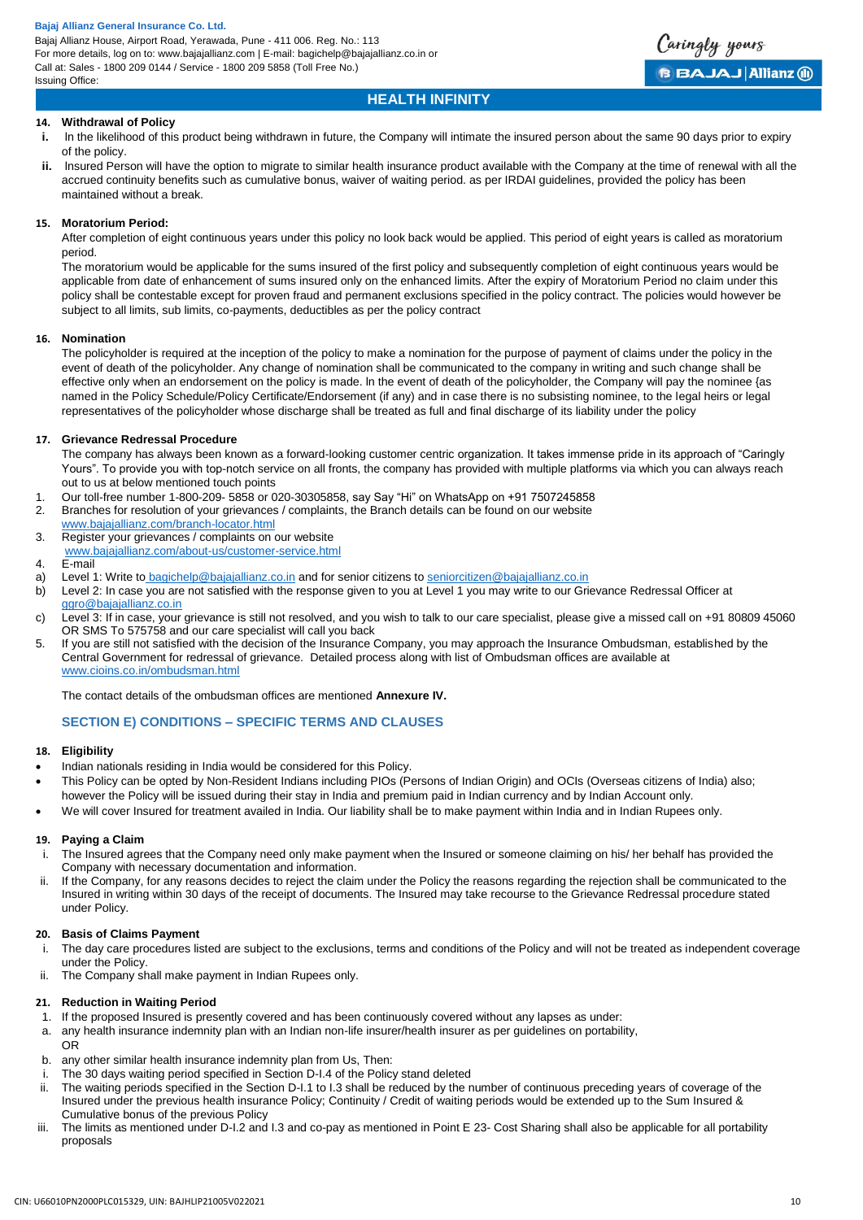### 14. Withdrawal of Policy

- **i.** In the likelihood of this product being withdrawn in future, the Company will intimate the insured person about the same 90 days prior to expiry of the policy.
- **ii.** Insured Person will have the option to migrate to similar health insurance product available with the Company at the time of renewal with all the accrued continuity benefits such as cumulative bonus, waiver of waiting period. as per IRDAI guidelines, provided the policy has been maintained without a break.

### 15. Moratorium Period:

After completion of eight continuous years under this policy no look back would be applied. This period of eight years is called as moratorium period.

The moratorium would be applicable for the sums insured of the first policy and subsequently completion of eight continuous years would be applicable from date of enhancement of sums insured only on the enhanced limits. After the expiry of Moratorium Period no claim under this policy shall be contestable except for proven fraud and permanent exclusions specified in the policy contract. The policies would however be subject to all limits, sub limits, co-payments, deductibles as per the policy contract

### 16. Nomination

The policyholder is required at the inception of the policy to make a nomination for the purpose of payment of claims under the policy in the event of death of the policyholder. Any change of nomination shall be communicated to the company in writing and such change shall be effective only when an endorsement on the policy is made. ln the event of death of the policyholder, the Company will pay the nominee {as named in the Policy Schedule/Policy Certificate/Endorsement (if any) and in case there is no subsisting nominee, to the legal heirs or legal representatives of the policyholder whose discharge shall be treated as full and final discharge of its liability under the policy

### 17. Grievance Redressal Procedure

The company has always been known as a forward-looking customer centric organization. It takes immense pride in its approach of "Caringly Yours". To provide you with top-notch service on all fronts, the company has provided with multiple platforms via which you can always reach out to us at below mentioned touch points

1. Our toll-free number 1-800-209- 5858 or 020-30305858, say Say "Hi" on WhatsApp on +91 7507245858
2. Branches for resolution of your grievances / complaints, the Branch details can be found on our website www.bajajallianz.com/branch-locator.html
3. Register your grievances / complaints on our website www.bajajallianz.com/about-us/customer-service.html
4. E-mail
   a) Level 1: Write to bagichelp@bajajallianz.co.in and for senior citizens to seniorcitizen@bajajallianz.co.in
   b) Level 2: In case you are not satisfied with the response given to you at Level 1 you may write to our Grievance Redressal Officer at ggro@bajajallianz.co.in
   c) Level 3: If in case, your grievance is still not resolved, and you wish to talk to our care specialist, please give a missed call on +91 80809 45060 OR SMS To 575758 and our care specialist will call you back
5. If you are still not satisfied with the decision of the Insurance Company, you may approach the Insurance Ombudsman, established by the Central Government for redressal of grievance. Detailed process along with list of Ombudsman offices are available at www.cioins.co.in/ombudsman.html

The contact details of the ombudsman offices are mentioned **Annexure IV.**

## SECTION E) CONDITIONS – SPECIFIC TERMS AND CLAUSES

### 18. Eligibility

- Indian nationals residing in India would be considered for this Policy.
- This Policy can be opted by Non-Resident Indians including PIOs (Persons of Indian Origin) and OCIs (Overseas citizens of India) also; however the Policy will be issued during their stay in India and premium paid in Indian currency and by Indian Account only.
- We will cover Insured for treatment availed in India. Our liability shall be to make payment within India and in Indian Rupees only.

### 19. Paying a Claim

- i. The Insured agrees that the Company need only make payment when the Insured or someone claiming on his/ her behalf has provided the Company with necessary documentation and information.
- ii. If the Company, for any reasons decides to reject the claim under the Policy the reasons regarding the rejection shall be communicated to the Insured in writing within 30 days of the receipt of documents. The Insured may take recourse to the Grievance Redressal procedure stated under Policy.

### 20. Basis of Claims Payment

- i. The day care procedures listed are subject to the exclusions, terms and conditions of the Policy and will not be treated as independent coverage under the Policy.
- ii. The Company shall make payment in Indian Rupees only.

### 21. Reduction in Waiting Period

1. If the proposed Insured is presently covered and has been continuously covered without any lapses as under:
   a. any health insurance indemnity plan with an Indian non-life insurer/health insurer as per guidelines on portability, OR
   b. any other similar health insurance indemnity plan from Us, Then:
   - i. The 30 days waiting period specified in Section D-I.4 of the Policy stand deleted
   - ii. The waiting periods specified in the Section D-I.1 to I.3 shall be reduced by the number of continuous preceding years of coverage of the Insured under the previous health insurance Policy; Continuity / Credit of waiting periods would be extended up to the Sum Insured & Cumulative bonus of the previous Policy
   - iii. The limits as mentioned under D-I.2 and I.3 and co-pay as mentioned in Point E 23- Cost Sharing shall also be applicable for all portability proposals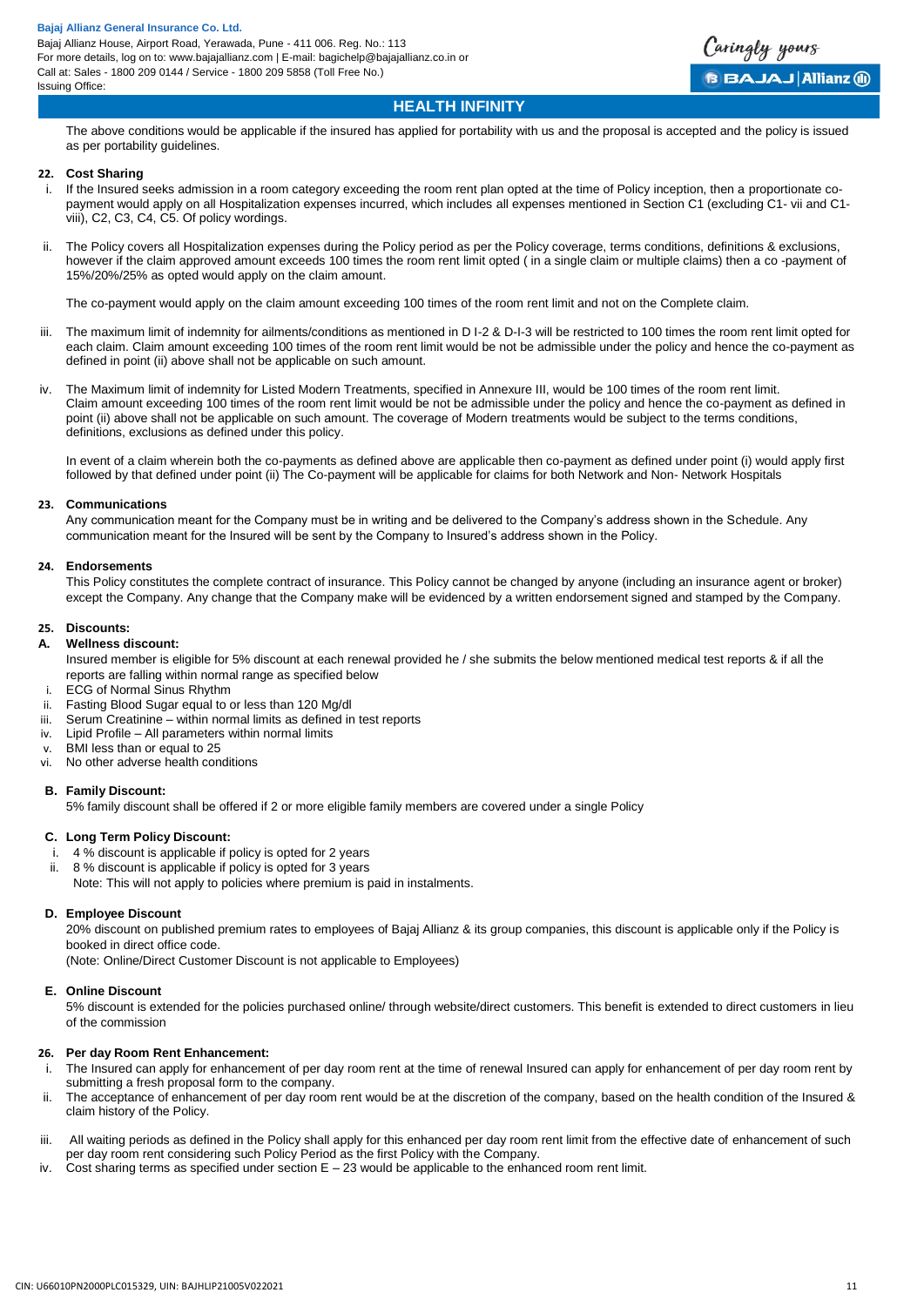The above conditions would be applicable if the insured has applied for portability with us and the proposal is accepted and the policy is issued as per portability guidelines.

**22. Cost Sharing**

i. If the Insured seeks admission in a room category exceeding the room rent plan opted at the time of Policy inception, then a proportionate co-payment would apply on all Hospitalization expenses incurred, which includes all expenses mentioned in Section C1 (excluding C1- vii and C1-viii), C2, C3, C4, C5. Of policy wordings.

ii. The Policy covers all Hospitalization expenses during the Policy period as per the Policy coverage, terms conditions, definitions & exclusions, however if the claim approved amount exceeds 100 times the room rent limit opted ( in a single claim or multiple claims) then a co -payment of 15%/20%/25% as opted would apply on the claim amount.

The co-payment would apply on the claim amount exceeding 100 times of the room rent limit and not on the Complete claim.

iii. The maximum limit of indemnity for ailments/conditions as mentioned in D I-2 & D-I-3 will be restricted to 100 times the room rent limit opted for each claim. Claim amount exceeding 100 times of the room rent limit would be not be admissible under the policy and hence the co-payment as defined in point (ii) above shall not be applicable on such amount.

iv. The Maximum limit of indemnity for Listed Modern Treatments, specified in Annexure III, would be 100 times of the room rent limit. Claim amount exceeding 100 times of the room rent limit would be not be admissible under the policy and hence the co-payment as defined in point (ii) above shall not be applicable on such amount. The coverage of Modern treatments would be subject to the terms conditions, definitions, exclusions as defined under this policy.

In event of a claim wherein both the co-payments as defined above are applicable then co-payment as defined under point (i) would apply first followed by that defined under point (ii) The Co-payment will be applicable for claims for both Network and Non- Network Hospitals

**23. Communications**

Any communication meant for the Company must be in writing and be delivered to the Company's address shown in the Schedule. Any communication meant for the Insured will be sent by the Company to Insured's address shown in the Policy.

**24. Endorsements**

This Policy constitutes the complete contract of insurance. This Policy cannot be changed by anyone (including an insurance agent or broker) except the Company. Any change that the Company make will be evidenced by a written endorsement signed and stamped by the Company.

**25. Discounts:**

**A. Wellness discount:**

Insured member is eligible for 5% discount at each renewal provided he / she submits the below mentioned medical test reports & if all the reports are falling within normal range as specified below

i. ECG of Normal Sinus Rhythm
ii. Fasting Blood Sugar equal to or less than 120 Mg/dl
iii. Serum Creatinine – within normal limits as defined in test reports
iv. Lipid Profile – All parameters within normal limits
v. BMI less than or equal to 25
vi. No other adverse health conditions

**B. Family Discount:**

5% family discount shall be offered if 2 or more eligible family members are covered under a single Policy

**C. Long Term Policy Discount:**

i. 4 % discount is applicable if policy is opted for 2 years
ii. 8 % discount is applicable if policy is opted for 3 years

Note: This will not apply to policies where premium is paid in instalments.

**D. Employee Discount**

20% discount on published premium rates to employees of Bajaj Allianz & its group companies, this discount is applicable only if the Policy is booked in direct office code.

(Note: Online/Direct Customer Discount is not applicable to Employees)

**E. Online Discount**

5% discount is extended for the policies purchased online/ through website/direct customers. This benefit is extended to direct customers in lieu of the commission

**26. Per day Room Rent Enhancement:**

i. The Insured can apply for enhancement of per day room rent at the time of renewal Insured can apply for enhancement of per day room rent by submitting a fresh proposal form to the company.

ii. The acceptance of enhancement of per day room rent would be at the discretion of the company, based on the health condition of the Insured & claim history of the Policy.

iii. All waiting periods as defined in the Policy shall apply for this enhanced per day room rent limit from the effective date of enhancement of such per day room rent considering such Policy Period as the first Policy with the Company.

iv. Cost sharing terms as specified under section E – 23 would be applicable to the enhanced room rent limit.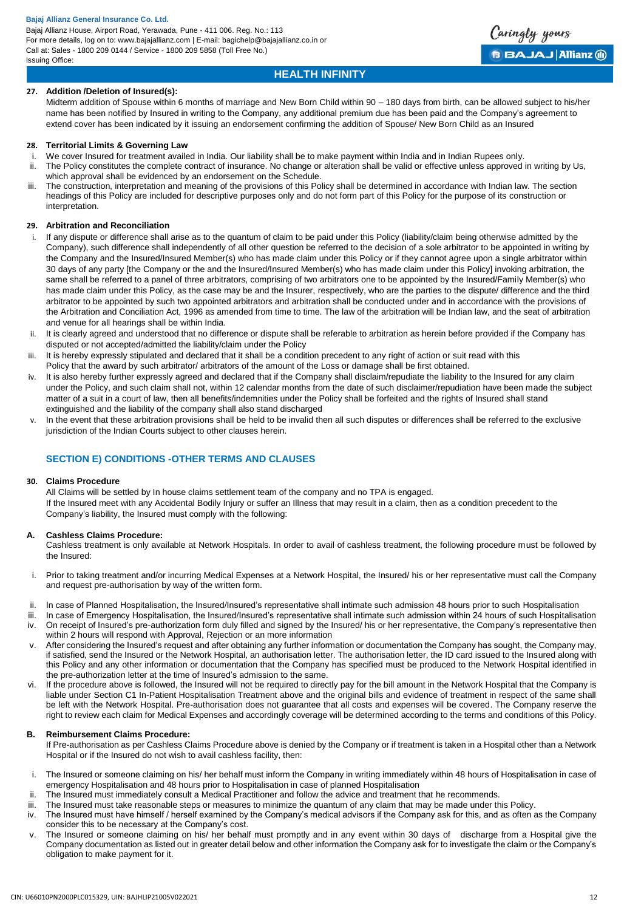### 27. Addition /Deletion of Insured(s):

Midterm addition of Spouse within 6 months of marriage and New Born Child within 90 – 180 days from birth, can be allowed subject to his/her name has been notified by Insured in writing to the Company, any additional premium due has been paid and the Company's agreement to extend cover has been indicated by it issuing an endorsement confirming the addition of Spouse/ New Born Child as an Insured

### 28. Territorial Limits & Governing Law

i. We cover Insured for treatment availed in India. Our liability shall be to make payment within India and in Indian Rupees only.
ii. The Policy constitutes the complete contract of insurance. No change or alteration shall be valid or effective unless approved in writing by Us, which approval shall be evidenced by an endorsement on the Schedule.
iii. The construction, interpretation and meaning of the provisions of this Policy shall be determined in accordance with Indian law. The section headings of this Policy are included for descriptive purposes only and do not form part of this Policy for the purpose of its construction or interpretation.

### 29. Arbitration and Reconciliation

i. If any dispute or difference shall arise as to the quantum of claim to be paid under this Policy (liability/claim being otherwise admitted by the Company), such difference shall independently of all other question be referred to the decision of a sole arbitrator to be appointed in writing by the Company and the Insured/Insured Member(s) who has made claim under this Policy or if they cannot agree upon a single arbitrator within 30 days of any party [the Company or the and the Insured/Insured Member(s) who has made claim under this Policy] invoking arbitration, the same shall be referred to a panel of three arbitrators, comprising of two arbitrators one to be appointed by the Insured/Family Member(s) who has made claim under this Policy, as the case may be and the Insurer, respectively, who are the parties to the dispute/ difference and the third arbitrator to be appointed by such two appointed arbitrators and arbitration shall be conducted under and in accordance with the provisions of the Arbitration and Conciliation Act, 1996 as amended from time to time. The law of the arbitration will be Indian law, and the seat of arbitration and venue for all hearings shall be within India.
ii. It is clearly agreed and understood that no difference or dispute shall be referable to arbitration as herein before provided if the Company has disputed or not accepted/admitted the liability/claim under the Policy
iii. It is hereby expressly stipulated and declared that it shall be a condition precedent to any right of action or suit read with this Policy that the award by such arbitrator/ arbitrators of the amount of the Loss or damage shall be first obtained.
iv. It is also hereby further expressly agreed and declared that if the Company shall disclaim/repudiate the liability to the Insured for any claim under the Policy, and such claim shall not, within 12 calendar months from the date of such disclaimer/repudiation have been made the subject matter of a suit in a court of law, then all benefits/indemnities under the Policy shall be forfeited and the rights of Insured shall stand extinguished and the liability of the company shall also stand discharged
v. In the event that these arbitration provisions shall be held to be invalid then all such disputes or differences shall be referred to the exclusive jurisdiction of the Indian Courts subject to other clauses herein.

## SECTION E) CONDITIONS -OTHER TERMS AND CLAUSES

### 30. Claims Procedure

All Claims will be settled by In house claims settlement team of the company and no TPA is engaged.
If the Insured meet with any Accidental Bodily Injury or suffer an Illness that may result in a claim, then as a condition precedent to the Company's liability, the Insured must comply with the following:

**A. Cashless Claims Procedure:**

Cashless treatment is only available at Network Hospitals. In order to avail of cashless treatment, the following procedure must be followed by the Insured:

i. Prior to taking treatment and/or incurring Medical Expenses at a Network Hospital, the Insured/ his or her representative must call the Company and request pre-authorisation by way of the written form.
ii. In case of Planned Hospitalisation, the Insured/Insured's representative shall intimate such admission 48 hours prior to such Hospitalisation
iii. In case of Emergency Hospitalisation, the Insured/Insured's representative shall intimate such admission within 24 hours of such Hospitalisation
iv. On receipt of Insured's pre-authorization form duly filled and signed by the Insured/ his or her representative, the Company's representative then within 2 hours will respond with Approval, Rejection or an more information
v. After considering the Insured's request and after obtaining any further information or documentation the Company has sought, the Company may, if satisfied, send the Insured or the Network Hospital, an authorisation letter. The authorisation letter, the ID card issued to the Insured along with this Policy and any other information or documentation that the Company has specified must be produced to the Network Hospital identified in the pre-authorization letter at the time of Insured's admission to the same.
vi. If the procedure above is followed, the Insured will not be required to directly pay for the bill amount in the Network Hospital that the Company is liable under Section C1 In-Patient Hospitalisation Treatment above and the original bills and evidence of treatment in respect of the same shall be left with the Network Hospital. Pre-authorisation does not guarantee that all costs and expenses will be covered. The Company reserve the right to review each claim for Medical Expenses and accordingly coverage will be determined according to the terms and conditions of this Policy.

**B. Reimbursement Claims Procedure:**

If Pre-authorisation as per Cashless Claims Procedure above is denied by the Company or if treatment is taken in a Hospital other than a Network Hospital or if the Insured do not wish to avail cashless facility, then:

i. The Insured or someone claiming on his/ her behalf must inform the Company in writing immediately within 48 hours of Hospitalisation in case of emergency Hospitalisation and 48 hours prior to Hospitalisation in case of planned Hospitalisation
ii. The Insured must immediately consult a Medical Practitioner and follow the advice and treatment that he recommends.
iii. The Insured must take reasonable steps or measures to minimize the quantum of any claim that may be made under this Policy.
iv. The Insured must have himself / herself examined by the Company's medical advisors if the Company ask for this, and as often as the Company consider this to be necessary at the Company's cost.
v. The Insured or someone claiming on his/ her behalf must promptly and in any event within 30 days of discharge from a Hospital give the Company documentation as listed out in greater detail below and other information the Company ask for to investigate the claim or the Company's obligation to make payment for it.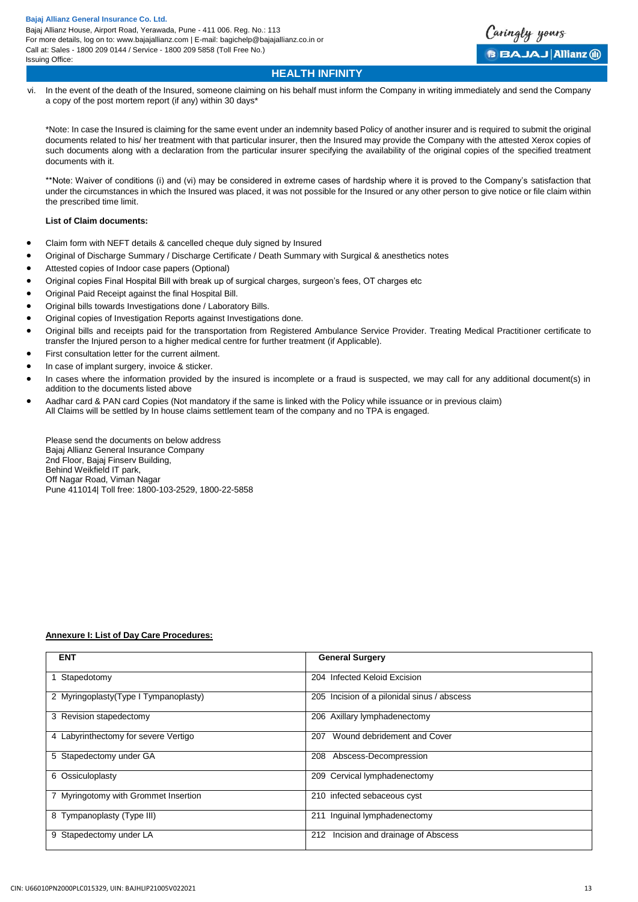vi. In the event of the death of the Insured, someone claiming on his behalf must inform the Company in writing immediately and send the Company a copy of the post mortem report (if any) within 30 days*

*Note: In case the Insured is claiming for the same event under an indemnity based Policy of another insurer and is required to submit the original documents related to his/ her treatment with that particular insurer, then the Insured may provide the Company with the attested Xerox copies of such documents along with a declaration from the particular insurer specifying the availability of the original copies of the specified treatment documents with it.

**Note: Waiver of conditions (i) and (vi) may be considered in extreme cases of hardship where it is proved to the Company's satisfaction that under the circumstances in which the Insured was placed, it was not possible for the Insured or any other person to give notice or file claim within the prescribed time limit.

**List of Claim documents:**

- Claim form with NEFT details & cancelled cheque duly signed by Insured
- Original of Discharge Summary / Discharge Certificate / Death Summary with Surgical & anesthetics notes
- Attested copies of Indoor case papers (Optional)
- Original copies Final Hospital Bill with break up of surgical charges, surgeon's fees, OT charges etc
- Original Paid Receipt against the final Hospital Bill.
- Original bills towards Investigations done / Laboratory Bills.
- Original copies of Investigation Reports against Investigations done.
- Original bills and receipts paid for the transportation from Registered Ambulance Service Provider. Treating Medical Practitioner certificate to transfer the Injured person to a higher medical centre for further treatment (if Applicable).
- First consultation letter for the current ailment.
- In case of implant surgery, invoice & sticker.
- In cases where the information provided by the insured is incomplete or a fraud is suspected, we may call for any additional document(s) in addition to the documents listed above
- Aadhar card & PAN card Copies (Not mandatory if the same is linked with the Policy while issuance or in previous claim)
  All Claims will be settled by In house claims settlement team of the company and no TPA is engaged.

Please send the documents on below address
Bajaj Allianz General Insurance Company
2nd Floor, Bajaj Finserv Building,
Behind Weikfield IT park,
Off Nagar Road, Viman Nagar
Pune 411014| Toll free: 1800-103-2529, 1800-22-5858

**Annexure I: List of Day Care Procedures:**

| ENT | General Surgery |
|---|---|
| 1 Stapedotomy | 204 Infected Keloid Excision |
| 2 Myringoplasty(Type I Tympanoplasty) | 205 Incision of a pilonidal sinus / abscess |
| 3 Revision stapedectomy | 206 Axillary lymphadenectomy |
| 4 Labyrinthectomy for severe Vertigo | 207 Wound debridement and Cover |
| 5 Stapedectomy under GA | 208 Abscess-Decompression |
| 6 Ossiculoplasty | 209 Cervical lymphadenectomy |
| 7 Myringotomy with Grommet Insertion | 210 infected sebaceous cyst |
| 8 Tympanoplasty (Type III) | 211 Inguinal lymphadenectomy |
| 9 Stapedectomy under LA | 212 Incision and drainage of Abscess |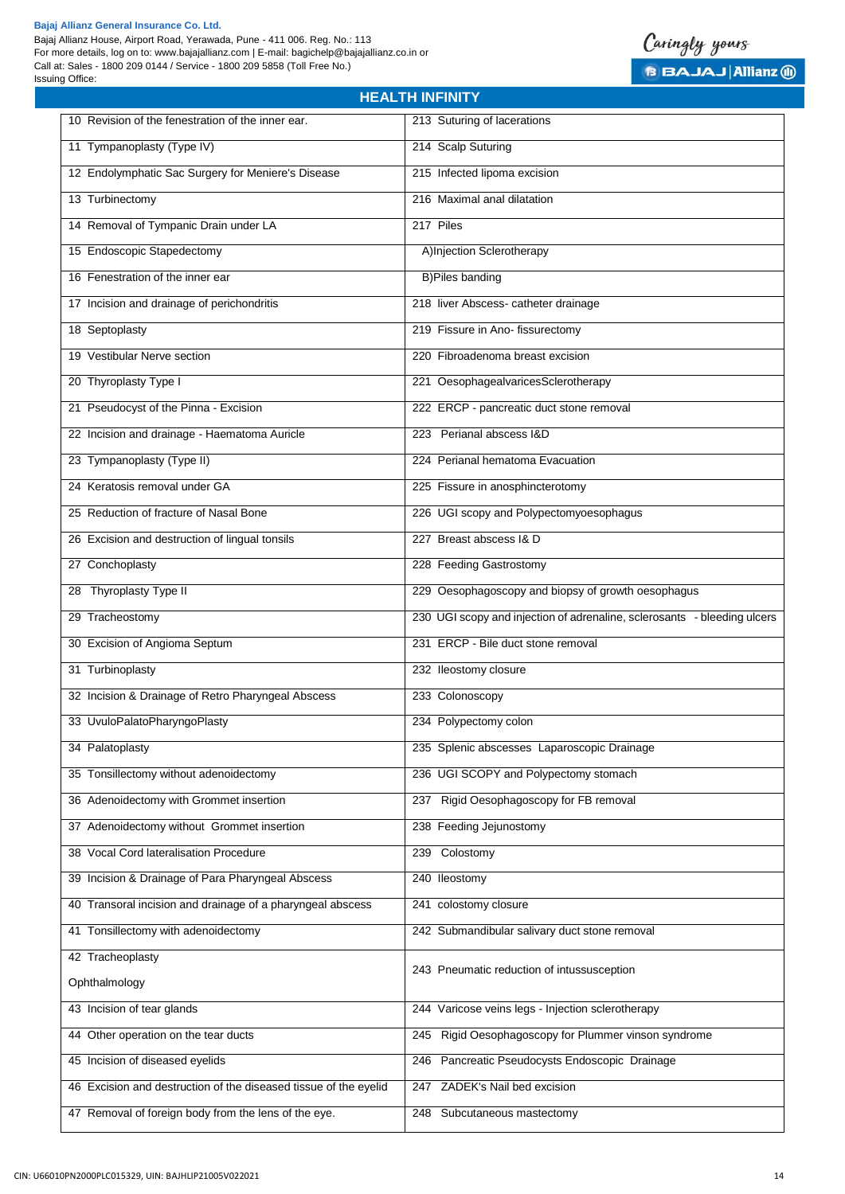## HEALTH INFINITY

| | |
|---|---|
| 10 Revision of the fenestration of the inner ear. | 213 Suturing of lacerations |
| 11 Tympanoplasty (Type IV) | 214 Scalp Suturing |
| 12 Endolymphatic Sac Surgery for Meniere's Disease | 215 Infected lipoma excision |
| 13 Turbinectomy | 216 Maximal anal dilatation |
| 14 Removal of Tympanic Drain under LA | 217 Piles |
| 15 Endoscopic Stapedectomy | A)Injection Sclerotherapy |
| 16 Fenestration of the inner ear | B)Piles banding |
| 17 Incision and drainage of perichondritis | 218 liver Abscess- catheter drainage |
| 18 Septoplasty | 219 Fissure in Ano- fissurectomy |
| 19 Vestibular Nerve section | 220 Fibroadenoma breast excision |
| 20 Thyroplasty Type I | 221 OesophagealvaricesSclerotherapy |
| 21 Pseudocyst of the Pinna - Excision | 222 ERCP - pancreatic duct stone removal |
| 22 Incision and drainage - Haematoma Auricle | 223 Perianal abscess I&D |
| 23 Tympanoplasty (Type II) | 224 Perianal hematoma Evacuation |
| 24 Keratosis removal under GA | 225 Fissure in anosphincterotomy |
| 25 Reduction of fracture of Nasal Bone | 226 UGI scopy and Polypectomyoesophagus |
| 26 Excision and destruction of lingual tonsils | 227 Breast abscess I& D |
| 27 Conchoplasty | 228 Feeding Gastrostomy |
| 28 Thyroplasty Type II | 229 Oesophagoscopy and biopsy of growth oesophagus |
| 29 Tracheostomy | 230 UGI scopy and injection of adrenaline, sclerosants - bleeding ulcers |
| 30 Excision of Angioma Septum | 231 ERCP - Bile duct stone removal |
| 31 Turbinoplasty | 232 Ileostomy closure |
| 32 Incision & Drainage of Retro Pharyngeal Abscess | 233 Colonoscopy |
| 33 UvuloPalatoPharyngoPlasty | 234 Polypectomy colon |
| 34 Palatoplasty | 235 Splenic abscesses Laparoscopic Drainage |
| 35 Tonsillectomy without adenoidectomy | 236 UGI SCOPY and Polypectomy stomach |
| 36 Adenoidectomy with Grommet insertion | 237 Rigid Oesophagoscopy for FB removal |
| 37 Adenoidectomy without Grommet insertion | 238 Feeding Jejunostomy |
| 38 Vocal Cord lateralisation Procedure | 239 Colostomy |
| 39 Incision & Drainage of Para Pharyngeal Abscess | 240 Ileostomy |
| 40 Transoral incision and drainage of a pharyngeal abscess | 241 colostomy closure |
| 41 Tonsillectomy with adenoidectomy | 242 Submandibular salivary duct stone removal |
| 42 Tracheoplasty<br>Ophthalmology | 243 Pneumatic reduction of intussusception |
| 43 Incision of tear glands | 244 Varicose veins legs - Injection sclerotherapy |
| 44 Other operation on the tear ducts | 245 Rigid Oesophagoscopy for Plummer vinson syndrome |
| 45 Incision of diseased eyelids | 246 Pancreatic Pseudocysts Endoscopic Drainage |
| 46 Excision and destruction of the diseased tissue of the eyelid | 247 ZADEK's Nail bed excision |
| 47 Removal of foreign body from the lens of the eye. | 248 Subcutaneous mastectomy |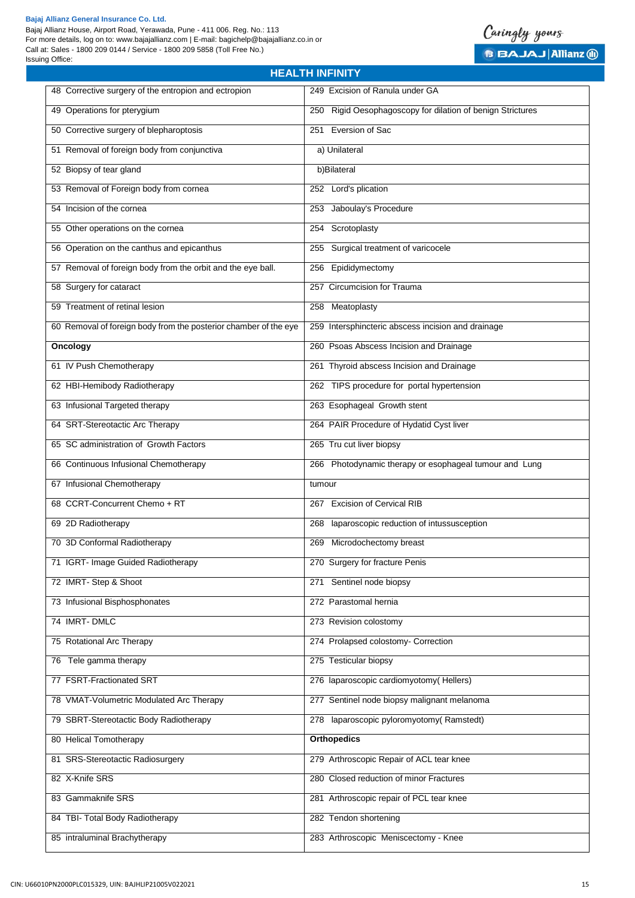## HEALTH INFINITY

| | |
|---|---|
| 48 Corrective surgery of the entropion and ectropion | 249 Excision of Ranula under GA |
| 49 Operations for pterygium | 250 Rigid Oesophagoscopy for dilation of benign Strictures |
| 50 Corrective surgery of blepharoptosis | 251 Eversion of Sac |
| 51 Removal of foreign body from conjunctiva | a) Unilateral |
| 52 Biopsy of tear gland | b)Bilateral |
| 53 Removal of Foreign body from cornea | 252 Lord's plication |
| 54 Incision of the cornea | 253 Jaboulay's Procedure |
| 55 Other operations on the cornea | 254 Scrotoplasty |
| 56 Operation on the canthus and epicanthus | 255 Surgical treatment of varicocele |
| 57 Removal of foreign body from the orbit and the eye ball. | 256 Epididymectomy |
| 58 Surgery for cataract | 257 Circumcision for Trauma |
| 59 Treatment of retinal lesion | 258 Meatoplasty |
| 60 Removal of foreign body from the posterior chamber of the eye | 259 Intersphincteric abscess incision and drainage |
| **Oncology** | 260 Psoas Abscess Incision and Drainage |
| 61 IV Push Chemotherapy | 261 Thyroid abscess Incision and Drainage |
| 62 HBI-Hemibody Radiotherapy | 262 TIPS procedure for portal hypertension |
| 63 Infusional Targeted therapy | 263 Esophageal Growth stent |
| 64 SRT-Stereotactic Arc Therapy | 264 PAIR Procedure of Hydatid Cyst liver |
| 65 SC administration of Growth Factors | 265 Tru cut liver biopsy |
| 66 Continuous Infusional Chemotherapy | 266 Photodynamic therapy or esophageal tumour and Lung |
| 67 Infusional Chemotherapy | tumour |
| 68 CCRT-Concurrent Chemo + RT | 267 Excision of Cervical RIB |
| 69 2D Radiotherapy | 268 laparoscopic reduction of intussusception |
| 70 3D Conformal Radiotherapy | 269 Microdochectomy breast |
| 71 IGRT- Image Guided Radiotherapy | 270 Surgery for fracture Penis |
| 72 IMRT- Step & Shoot | 271 Sentinel node biopsy |
| 73 Infusional Bisphosphonates | 272 Parastomal hernia |
| 74 IMRT- DMLC | 273 Revision colostomy |
| 75 Rotational Arc Therapy | 274 Prolapsed colostomy- Correction |
| 76 Tele gamma therapy | 275 Testicular biopsy |
| 77 FSRT-Fractionated SRT | 276 laparoscopic cardiomyotomy( Hellers) |
| 78 VMAT-Volumetric Modulated Arc Therapy | 277 Sentinel node biopsy malignant melanoma |
| 79 SBRT-Stereotactic Body Radiotherapy | 278 laparoscopic pyloromyotomy( Ramstedt) |
| 80 Helical Tomotherapy | **Orthopedics** |
| 81 SRS-Stereotactic Radiosurgery | 279 Arthroscopic Repair of ACL tear knee |
| 82 X-Knife SRS | 280 Closed reduction of minor Fractures |
| 83 Gammaknife SRS | 281 Arthroscopic repair of PCL tear knee |
| 84 TBI- Total Body Radiotherapy | 282 Tendon shortening |
| 85 intraluminal Brachytherapy | 283 Arthroscopic Meniscectomy - Knee |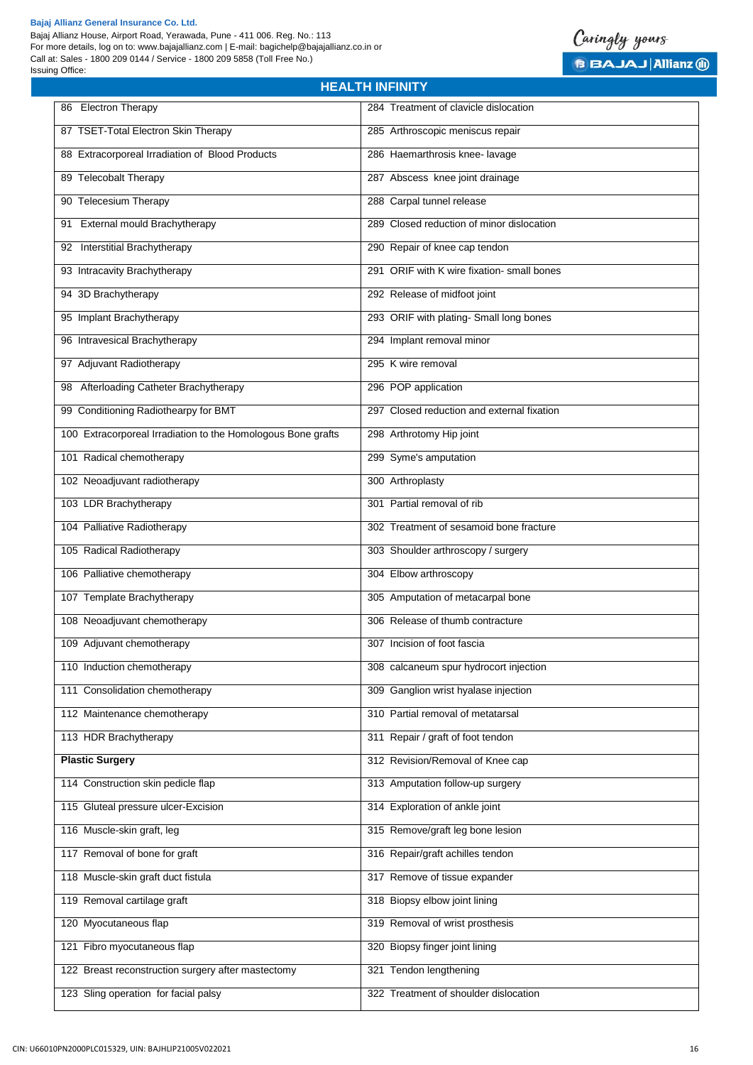## HEALTH INFINITY

| | |
|---|---|
| 86 Electron Therapy | 284 Treatment of clavicle dislocation |
| 87 TSET-Total Electron Skin Therapy | 285 Arthroscopic meniscus repair |
| 88 Extracorporeal Irradiation of Blood Products | 286 Haemarthrosis knee- lavage |
| 89 Telecobalt Therapy | 287 Abscess knee joint drainage |
| 90 Telecesium Therapy | 288 Carpal tunnel release |
| 91 External mould Brachytherapy | 289 Closed reduction of minor dislocation |
| 92 Interstitial Brachytherapy | 290 Repair of knee cap tendon |
| 93 Intracavity Brachytherapy | 291 ORIF with K wire fixation- small bones |
| 94 3D Brachytherapy | 292 Release of midfoot joint |
| 95 Implant Brachytherapy | 293 ORIF with plating- Small long bones |
| 96 Intravesical Brachytherapy | 294 Implant removal minor |
| 97 Adjuvant Radiotherapy | 295 K wire removal |
| 98 Afterloading Catheter Brachytherapy | 296 POP application |
| 99 Conditioning Radiothearpy for BMT | 297 Closed reduction and external fixation |
| 100 Extracorporeal Irradiation to the Homologous Bone grafts | 298 Arthrotomy Hip joint |
| 101 Radical chemotherapy | 299 Syme's amputation |
| 102 Neoadjuvant radiotherapy | 300 Arthroplasty |
| 103 LDR Brachytherapy | 301 Partial removal of rib |
| 104 Palliative Radiotherapy | 302 Treatment of sesamoid bone fracture |
| 105 Radical Radiotherapy | 303 Shoulder arthroscopy / surgery |
| 106 Palliative chemotherapy | 304 Elbow arthroscopy |
| 107 Template Brachytherapy | 305 Amputation of metacarpal bone |
| 108 Neoadjuvant chemotherapy | 306 Release of thumb contracture |
| 109 Adjuvant chemotherapy | 307 Incision of foot fascia |
| 110 Induction chemotherapy | 308 calcaneum spur hydrocort injection |
| 111 Consolidation chemotherapy | 309 Ganglion wrist hyalase injection |
| 112 Maintenance chemotherapy | 310 Partial removal of metatarsal |
| 113 HDR Brachytherapy | 311 Repair / graft of foot tendon |
| **Plastic Surgery** | 312 Revision/Removal of Knee cap |
| 114 Construction skin pedicle flap | 313 Amputation follow-up surgery |
| 115 Gluteal pressure ulcer-Excision | 314 Exploration of ankle joint |
| 116 Muscle-skin graft, leg | 315 Remove/graft leg bone lesion |
| 117 Removal of bone for graft | 316 Repair/graft achilles tendon |
| 118 Muscle-skin graft duct fistula | 317 Remove of tissue expander |
| 119 Removal cartilage graft | 318 Biopsy elbow joint lining |
| 120 Myocutaneous flap | 319 Removal of wrist prosthesis |
| 121 Fibro myocutaneous flap | 320 Biopsy finger joint lining |
| 122 Breast reconstruction surgery after mastectomy | 321 Tendon lengthening |
| 123 Sling operation for facial palsy | 322 Treatment of shoulder dislocation |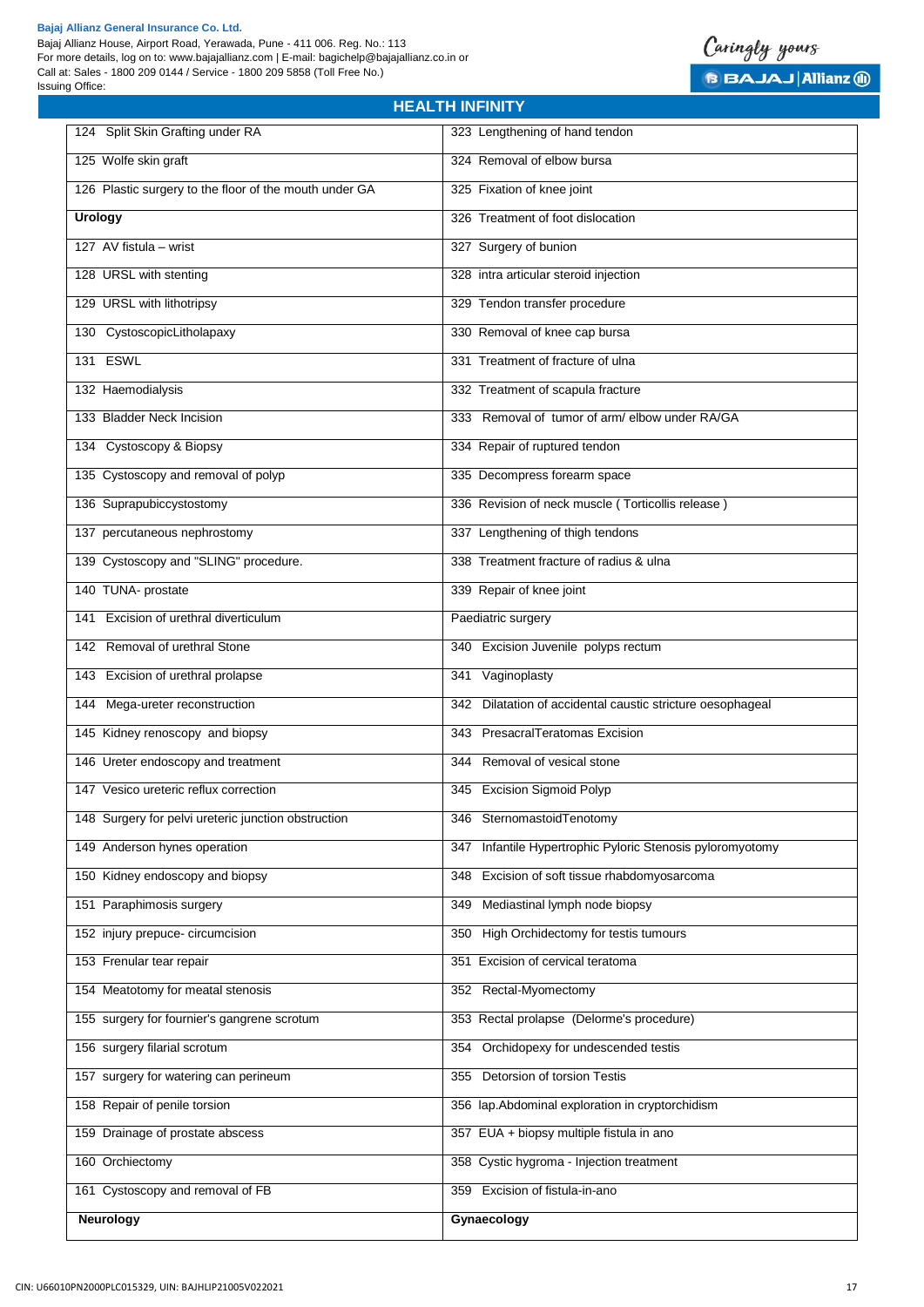## HEALTH INFINITY

| | |
|---|---|
| 124 Split Skin Grafting under RA | 323 Lengthening of hand tendon |
| 125 Wolfe skin graft | 324 Removal of elbow bursa |
| 126 Plastic surgery to the floor of the mouth under GA | 325 Fixation of knee joint |
| **Urology** | 326 Treatment of foot dislocation |
| 127 AV fistula – wrist | 327 Surgery of bunion |
| 128 URSL with stenting | 328 intra articular steroid injection |
| 129 URSL with lithotripsy | 329 Tendon transfer procedure |
| 130 CystoscopicLitholapaxy | 330 Removal of knee cap bursa |
| 131 ESWL | 331 Treatment of fracture of ulna |
| 132 Haemodialysis | 332 Treatment of scapula fracture |
| 133 Bladder Neck Incision | 333 Removal of tumor of arm/ elbow under RA/GA |
| 134 Cystoscopy & Biopsy | 334 Repair of ruptured tendon |
| 135 Cystoscopy and removal of polyp | 335 Decompress forearm space |
| 136 Suprapubiccystostomy | 336 Revision of neck muscle ( Torticollis release ) |
| 137 percutaneous nephrostomy | 337 Lengthening of thigh tendons |
| 139 Cystoscopy and "SLING" procedure. | 338 Treatment fracture of radius & ulna |
| 140 TUNA- prostate | 339 Repair of knee joint |
| 141 Excision of urethral diverticulum | Paediatric surgery |
| 142 Removal of urethral Stone | 340 Excision Juvenile polyps rectum |
| 143 Excision of urethral prolapse | 341 Vaginoplasty |
| 144 Mega-ureter reconstruction | 342 Dilatation of accidental caustic stricture oesophageal |
| 145 Kidney renoscopy and biopsy | 343 PresacralTeratomas Excision |
| 146 Ureter endoscopy and treatment | 344 Removal of vesical stone |
| 147 Vesico ureteric reflux correction | 345 Excision Sigmoid Polyp |
| 148 Surgery for pelvi ureteric junction obstruction | 346 SternomastoidTenotomy |
| 149 Anderson hynes operation | 347 Infantile Hypertrophic Pyloric Stenosis pyloromyotomy |
| 150 Kidney endoscopy and biopsy | 348 Excision of soft tissue rhabdomyosarcoma |
| 151 Paraphimosis surgery | 349 Mediastinal lymph node biopsy |
| 152 injury prepuce- circumcision | 350 High Orchidectomy for testis tumours |
| 153 Frenular tear repair | 351 Excision of cervical teratoma |
| 154 Meatotomy for meatal stenosis | 352 Rectal-Myomectomy |
| 155 surgery for fournier's gangrene scrotum | 353 Rectal prolapse (Delorme's procedure) |
| 156 surgery filarial scrotum | 354 Orchidopexy for undescended testis |
| 157 surgery for watering can perineum | 355 Detorsion of torsion Testis |
| 158 Repair of penile torsion | 356 lap.Abdominal exploration in cryptorchidism |
| 159 Drainage of prostate abscess | 357 EUA + biopsy multiple fistula in ano |
| 160 Orchiectomy | 358 Cystic hygroma - Injection treatment |
| 161 Cystoscopy and removal of FB | 359 Excision of fistula-in-ano |
| **Neurology** | **Gynaecology** |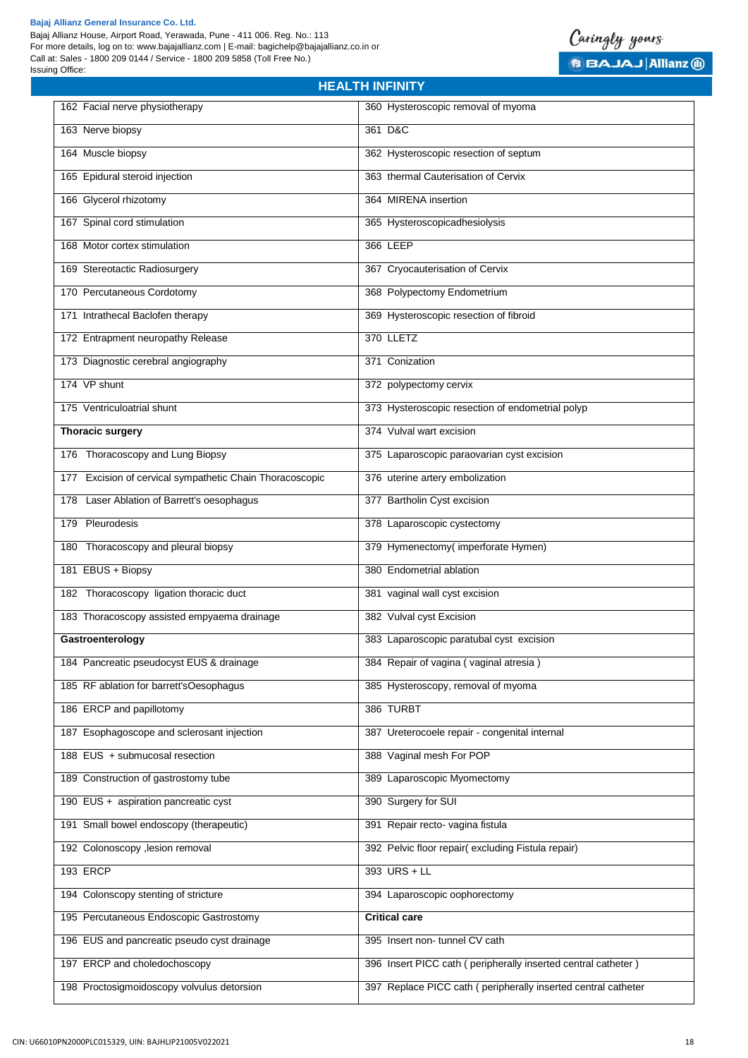## HEALTH INFINITY

| | |
|---|---|
| 162 Facial nerve physiotherapy | 360 Hysteroscopic removal of myoma |
| 163 Nerve biopsy | 361 D&C |
| 164 Muscle biopsy | 362 Hysteroscopic resection of septum |
| 165 Epidural steroid injection | 363 thermal Cauterisation of Cervix |
| 166 Glycerol rhizotomy | 364 MIRENA insertion |
| 167 Spinal cord stimulation | 365 Hysteroscopicadhesiolysis |
| 168 Motor cortex stimulation | 366 LEEP |
| 169 Stereotactic Radiosurgery | 367 Cryocauterisation of Cervix |
| 170 Percutaneous Cordotomy | 368 Polypectomy Endometrium |
| 171 Intrathecal Baclofen therapy | 369 Hysteroscopic resection of fibroid |
| 172 Entrapment neuropathy Release | 370 LLETZ |
| 173 Diagnostic cerebral angiography | 371 Conization |
| 174 VP shunt | 372 polypectomy cervix |
| 175 Ventriculoatrial shunt | 373 Hysteroscopic resection of endometrial polyp |
| **Thoracic surgery** | 374 Vulval wart excision |
| 176 Thoracoscopy and Lung Biopsy | 375 Laparoscopic paraovarian cyst excision |
| 177 Excision of cervical sympathetic Chain Thoracoscopic | 376 uterine artery embolization |
| 178 Laser Ablation of Barrett's oesophagus | 377 Bartholin Cyst excision |
| 179 Pleurodesis | 378 Laparoscopic cystectomy |
| 180 Thoracoscopy and pleural biopsy | 379 Hymenectomy( imperforate Hymen) |
| 181 EBUS + Biopsy | 380 Endometrial ablation |
| 182 Thoracoscopy ligation thoracic duct | 381 vaginal wall cyst excision |
| 183 Thoracoscopy assisted empyaema drainage | 382 Vulval cyst Excision |
| **Gastroenterology** | 383 Laparoscopic paratubal cyst excision |
| 184 Pancreatic pseudocyst EUS & drainage | 384 Repair of vagina ( vaginal atresia ) |
| 185 RF ablation for barrett'sOesophagus | 385 Hysteroscopy, removal of myoma |
| 186 ERCP and papillotomy | 386 TURBT |
| 187 Esophagoscope and sclerosant injection | 387 Ureterocoele repair - congenital internal |
| 188 EUS + submucosal resection | 388 Vaginal mesh For POP |
| 189 Construction of gastrostomy tube | 389 Laparoscopic Myomectomy |
| 190 EUS + aspiration pancreatic cyst | 390 Surgery for SUI |
| 191 Small bowel endoscopy (therapeutic) | 391 Repair recto- vagina fistula |
| 192 Colonoscopy ,lesion removal | 392 Pelvic floor repair( excluding Fistula repair) |
| 193 ERCP | 393 URS + LL |
| 194 Colonscopy stenting of stricture | 394 Laparoscopic oophorectomy |
| 195 Percutaneous Endoscopic Gastrostomy | **Critical care** |
| 196 EUS and pancreatic pseudo cyst drainage | 395 Insert non- tunnel CV cath |
| 197 ERCP and choledochoscopy | 396 Insert PICC cath ( peripherally inserted central catheter ) |
| 198 Proctosigmoidoscopy volvulus detorsion | 397 Replace PICC cath ( peripherally inserted central catheter |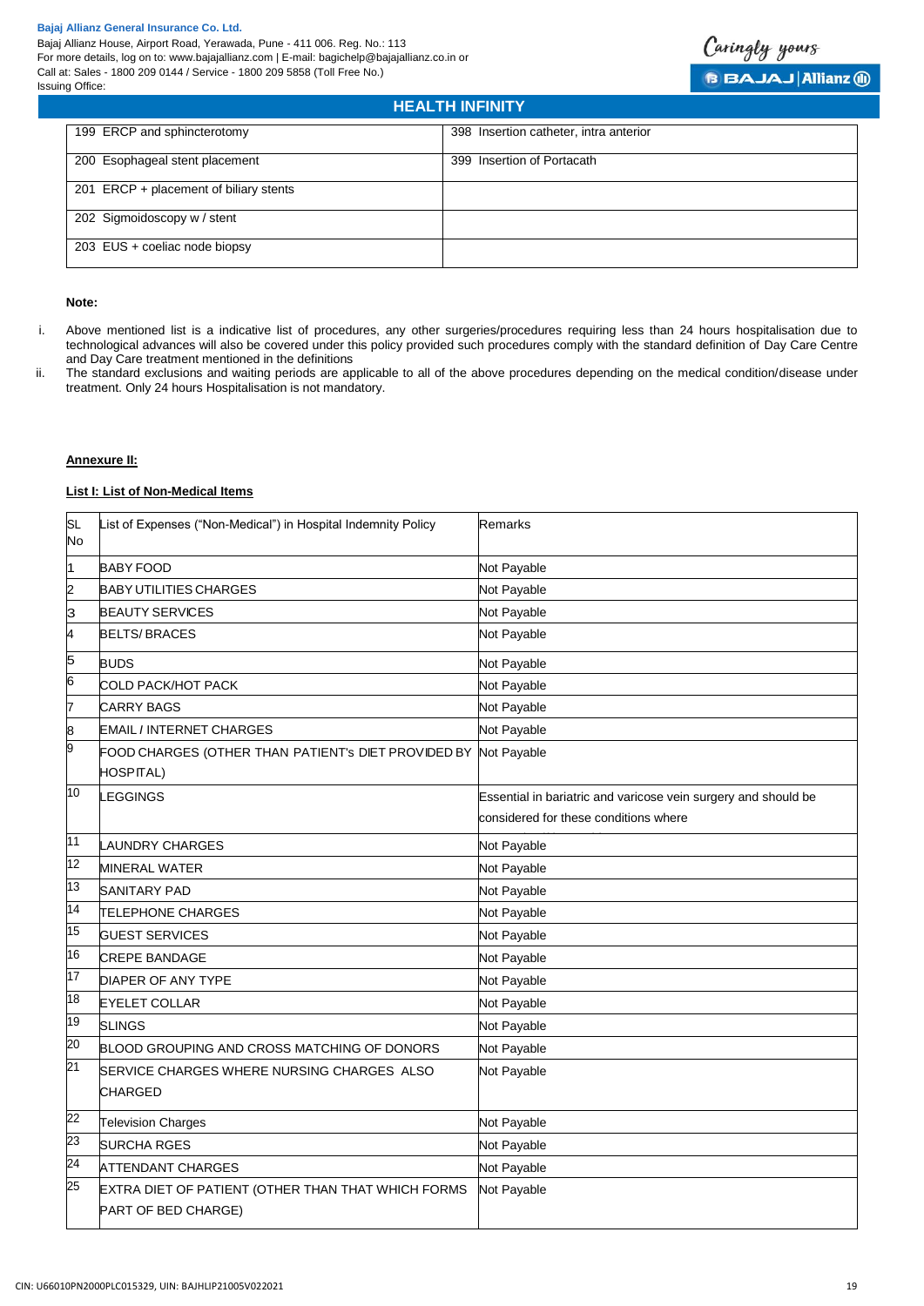| | |
|---|---|
| 199 ERCP and sphincterotomy | 398 Insertion catheter, intra anterior |
| 200 Esophageal stent placement | 399 Insertion of Portacath |
| 201 ERCP + placement of biliary stents | |
| 202 Sigmoidoscopy w / stent | |
| 203 EUS + coeliac node biopsy | |

**Note:**

i. Above mentioned list is a indicative list of procedures, any other surgeries/procedures requiring less than 24 hours hospitalisation due to technological advances will also be covered under this policy provided such procedures comply with the standard definition of Day Care Centre and Day Care treatment mentioned in the definitions

ii. The standard exclusions and waiting periods are applicable to all of the above procedures depending on the medical condition/disease under treatment. Only 24 hours Hospitalisation is not mandatory.

**Annexure II:**

**List I: List of Non-Medical Items**

| SL No | List of Expenses ("Non-Medical") in Hospital Indemnity Policy | Remarks |
|---|---|---|
| 1 | BABY FOOD | Not Payable |
| 2 | BABY UTILITIES CHARGES | Not Payable |
| 3 | BEAUTY SERVICES | Not Payable |
| 4 | BELTS/ BRACES | Not Payable |
| 5 | BUDS | Not Payable |
| 6 | COLD PACK/HOT PACK | Not Payable |
| 7 | CARRY BAGS | Not Payable |
| 8 | EMAIL / INTERNET CHARGES | Not Payable |
| 9 | FOOD CHARGES (OTHER THAN PATIENT's DIET PROVIDED BY HOSPITAL) | Not Payable |
| 10 | LEGGINGS | Essential in bariatric and varicose vein surgery and should be considered for these conditions where |
| 11 | LAUNDRY CHARGES | Not Payable |
| 12 | MINERAL WATER | Not Payable |
| 13 | SANITARY PAD | Not Payable |
| 14 | TELEPHONE CHARGES | Not Payable |
| 15 | GUEST SERVICES | Not Payable |
| 16 | CREPE BANDAGE | Not Payable |
| 17 | DIAPER OF ANY TYPE | Not Payable |
| 18 | EYELET COLLAR | Not Payable |
| 19 | SLINGS | Not Payable |
| 20 | BLOOD GROUPING AND CROSS MATCHING OF DONORS | Not Payable |
| 21 | SERVICE CHARGES WHERE NURSING CHARGES ALSO CHARGED | Not Payable |
| 22 | Television Charges | Not Payable |
| 23 | SURCHA RGES | Not Payable |
| 24 | ATTENDANT CHARGES | Not Payable |
| 25 | EXTRA DIET OF PATIENT (OTHER THAN THAT WHICH FORMS PART OF BED CHARGE) | Not Payable |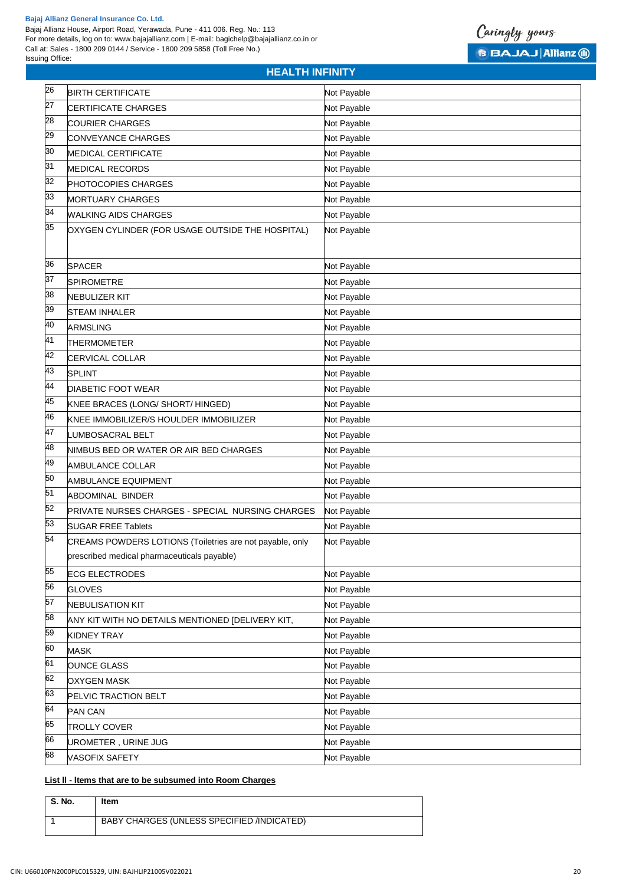| | | |
|---|---|---|
| 26 | BIRTH CERTIFICATE | Not Payable |
| 27 | CERTIFICATE CHARGES | Not Payable |
| 28 | COURIER CHARGES | Not Payable |
| 29 | CONVEYANCE CHARGES | Not Payable |
| 30 | MEDICAL CERTIFICATE | Not Payable |
| 31 | MEDICAL RECORDS | Not Payable |
| 32 | PHOTOCOPIES CHARGES | Not Payable |
| 33 | MORTUARY CHARGES | Not Payable |
| 34 | WALKING AIDS CHARGES | Not Payable |
| 35 | OXYGEN CYLINDER (FOR USAGE OUTSIDE THE HOSPITAL) | Not Payable |
| 36 | SPACER | Not Payable |
| 37 | SPIROMETRE | Not Payable |
| 38 | NEBULIZER KIT | Not Payable |
| 39 | STEAM INHALER | Not Payable |
| 40 | ARMSLING | Not Payable |
| 41 | THERMOMETER | Not Payable |
| 42 | CERVICAL COLLAR | Not Payable |
| 43 | SPLINT | Not Payable |
| 44 | DIABETIC FOOT WEAR | Not Payable |
| 45 | KNEE BRACES (LONG/ SHORT/ HINGED) | Not Payable |
| 46 | KNEE IMMOBILIZER/S HOULDER IMMOBILIZER | Not Payable |
| 47 | LUMBOSACRAL BELT | Not Payable |
| 48 | NIMBUS BED OR WATER OR AIR BED CHARGES | Not Payable |
| 49 | AMBULANCE COLLAR | Not Payable |
| 50 | AMBULANCE EQUIPMENT | Not Payable |
| 51 | ABDOMINAL BINDER | Not Payable |
| 52 | PRIVATE NURSES CHARGES - SPECIAL NURSING CHARGES | Not Payable |
| 53 | SUGAR FREE Tablets | Not Payable |
| 54 | CREAMS POWDERS LOTIONS (Toiletries are not payable, only prescribed medical pharmaceuticals payable) | Not Payable |
| 55 | ECG ELECTRODES | Not Payable |
| 56 | GLOVES | Not Payable |
| 57 | NEBULISATION KIT | Not Payable |
| 58 | ANY KIT WITH NO DETAILS MENTIONED [DELIVERY KIT, | Not Payable |
| 59 | KIDNEY TRAY | Not Payable |
| 60 | MASK | Not Payable |
| 61 | OUNCE GLASS | Not Payable |
| 62 | OXYGEN MASK | Not Payable |
| 63 | PELVIC TRACTION BELT | Not Payable |
| 64 | PAN CAN | Not Payable |
| 65 | TROLLY COVER | Not Payable |
| 66 | UROMETER , URINE JUG | Not Payable |
| 68 | VASOFIX SAFETY | Not Payable |

**List ll - Items that are to be subsumed into Room Charges**

| S. No. | Item |
|---|---|
| 1 | BABY CHARGES (UNLESS SPECIFIED /INDICATED) |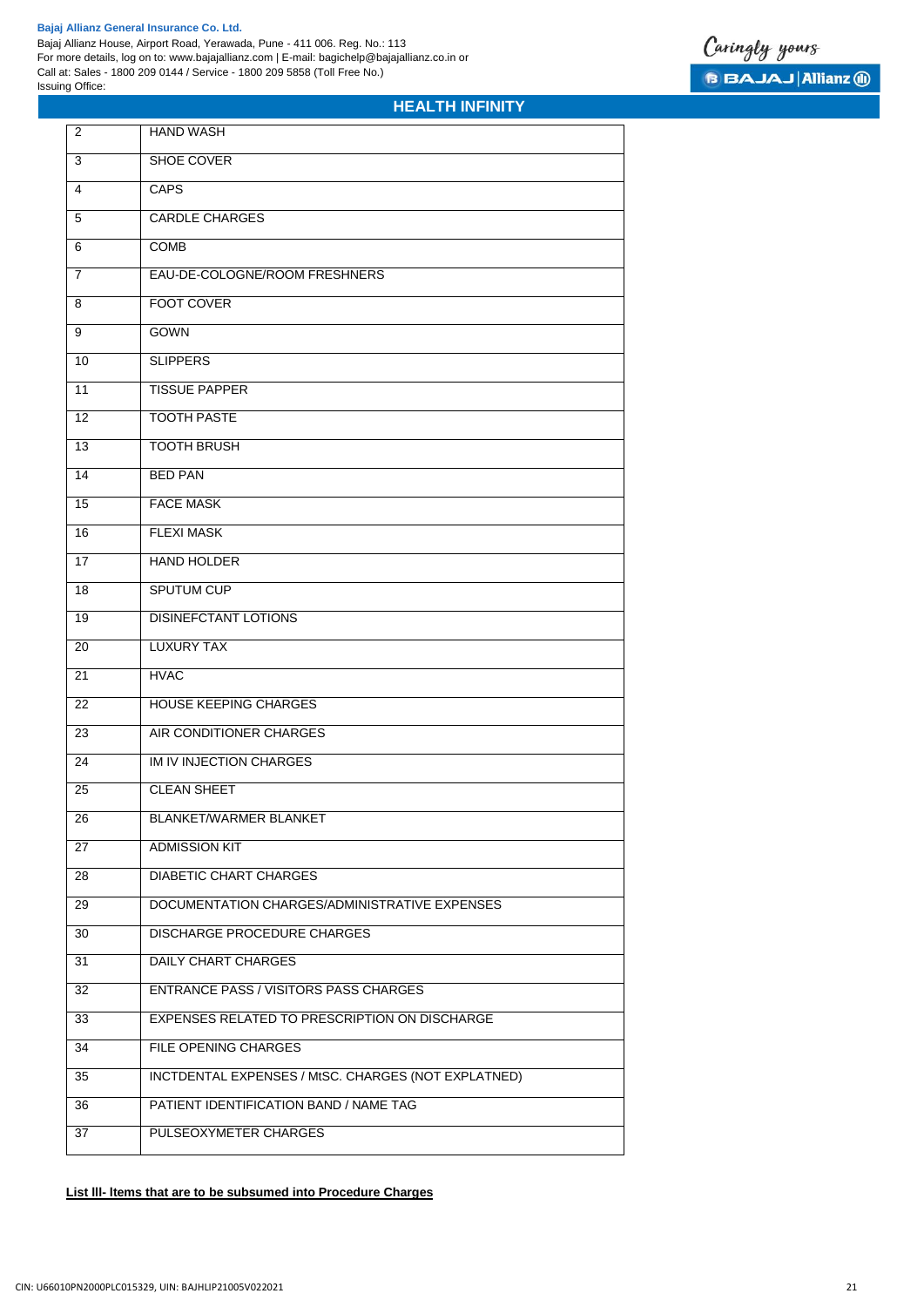## HEALTH INFINITY

| | |
|---|---|
| 2 | HAND WASH |
| 3 | SHOE COVER |
| 4 | CAPS |
| 5 | CARDLE CHARGES |
| 6 | COMB |
| 7 | EAU-DE-COLOGNE/ROOM FRESHNERS |
| 8 | FOOT COVER |
| 9 | GOWN |
| 10 | SLIPPERS |
| 11 | TISSUE PAPPER |
| 12 | TOOTH PASTE |
| 13 | TOOTH BRUSH |
| 14 | BED PAN |
| 15 | FACE MASK |
| 16 | FLEXI MASK |
| 17 | HAND HOLDER |
| 18 | SPUTUM CUP |
| 19 | DISINEFCTANT LOTIONS |
| 20 | LUXURY TAX |
| 21 | HVAC |
| 22 | HOUSE KEEPING CHARGES |
| 23 | AIR CONDITIONER CHARGES |
| 24 | IM IV INJECTION CHARGES |
| 25 | CLEAN SHEET |
| 26 | BLANKET/WARMER BLANKET |
| 27 | ADMISSION KIT |
| 28 | DIABETIC CHART CHARGES |
| 29 | DOCUMENTATION CHARGES/ADMINISTRATIVE EXPENSES |
| 30 | DISCHARGE PROCEDURE CHARGES |
| 31 | DAILY CHART CHARGES |
| 32 | ENTRANCE PASS / VISITORS PASS CHARGES |
| 33 | EXPENSES RELATED TO PRESCRIPTION ON DISCHARGE |
| 34 | FILE OPENING CHARGES |
| 35 | INCTDENTAL EXPENSES / MtSC. CHARGES (NOT EXPLATNED) |
| 36 | PATIENT IDENTIFICATION BAND / NAME TAG |
| 37 | PULSEOXYMETER CHARGES |

**List lll- Items that are to be subsumed into Procedure Charges**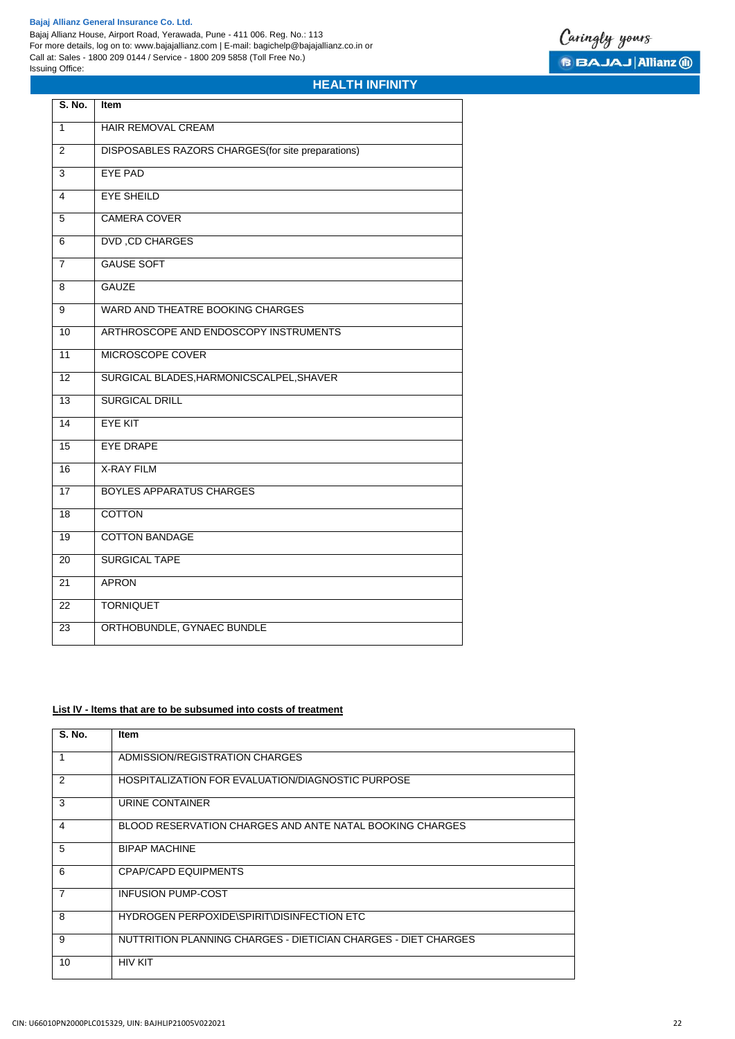| S. No. | Item |
|---|---|
| 1 | HAIR REMOVAL CREAM |
| 2 | DISPOSABLES RAZORS CHARGES(for site preparations) |
| 3 | EYE PAD |
| 4 | EYE SHEILD |
| 5 | CAMERA COVER |
| 6 | DVD ,CD CHARGES |
| 7 | GAUSE SOFT |
| 8 | GAUZE |
| 9 | WARD AND THEATRE BOOKING CHARGES |
| 10 | ARTHROSCOPE AND ENDOSCOPY INSTRUMENTS |
| 11 | MICROSCOPE COVER |
| 12 | SURGICAL BLADES,HARMONICSCALPEL,SHAVER |
| 13 | SURGICAL DRILL |
| 14 | EYE KIT |
| 15 | EYE DRAPE |
| 16 | X-RAY FILM |
| 17 | BOYLES APPARATUS CHARGES |
| 18 | COTTON |
| 19 | COTTON BANDAGE |
| 20 | SURGICAL TAPE |
| 21 | APRON |
| 22 | TORNIQUET |
| 23 | ORTHOBUNDLE, GYNAEC BUNDLE |

**List IV - Items that are to be subsumed into costs of treatment**

| S. No. | Item |
|---|---|
| 1 | ADMISSION/REGISTRATION CHARGES |
| 2 | HOSPITALIZATION FOR EVALUATION/DIAGNOSTIC PURPOSE |
| 3 | URINE CONTAINER |
| 4 | BLOOD RESERVATION CHARGES AND ANTE NATAL BOOKING CHARGES |
| 5 | BIPAP MACHINE |
| 6 | CPAP/CAPD EQUIPMENTS |
| 7 | INFUSION PUMP-COST |
| 8 | HYDROGEN PERPOXIDE\SPIRIT\DISINFECTION ETC |
| 9 | NUTTRITION PLANNING CHARGES - DIETICIAN CHARGES - DIET CHARGES |
| 10 | HIV KIT |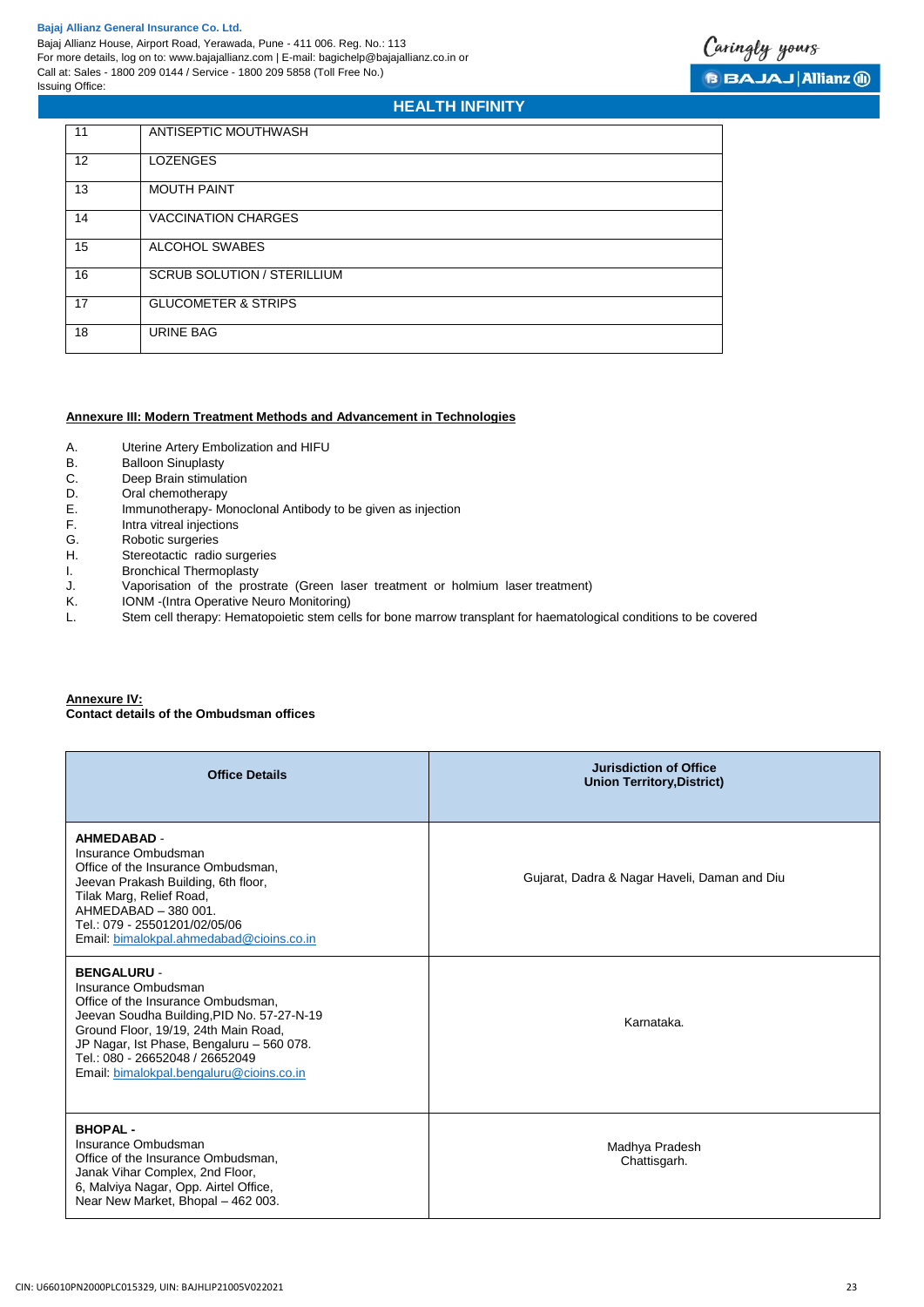| 11 | ANTISEPTIC MOUTHWASH |
|---|---|
| 12 | LOZENGES |
| 13 | MOUTH PAINT |
| 14 | VACCINATION CHARGES |
| 15 | ALCOHOL SWABES |
| 16 | SCRUB SOLUTION / STERILLIUM |
| 17 | GLUCOMETER & STRIPS |
| 18 | URINE BAG |

**Annexure III: Modern Treatment Methods and Advancement in Technologies**

A. Uterine Artery Embolization and HIFU
B. Balloon Sinuplasty
C. Deep Brain stimulation
D. Oral chemotherapy
E. Immunotherapy- Monoclonal Antibody to be given as injection
F. Intra vitreal injections
G. Robotic surgeries
H. Stereotactic radio surgeries
I. Bronchical Thermoplasty
J. Vaporisation of the prostrate (Green laser treatment or holmium laser treatment)
K. IONM -(Intra Operative Neuro Monitoring)
L. Stem cell therapy: Hematopoietic stem cells for bone marrow transplant for haematological conditions to be covered

**Annexure IV:**
**Contact details of the Ombudsman offices**

| Office Details | Jurisdiction of Office Union Territory,District) |
|---|---|
| **AHMEDABAD** - Insurance Ombudsman Office of the Insurance Ombudsman, Jeevan Prakash Building, 6th floor, Tilak Marg, Relief Road, AHMEDABAD – 380 001. Tel.: 079 - 25501201/02/05/06 Email: bimalokpal.ahmedabad@cioins.co.in | Gujarat, Dadra & Nagar Haveli, Daman and Diu |
| **BENGALURU** - Insurance Ombudsman Office of the Insurance Ombudsman, Jeevan Soudha Building,PID No. 57-27-N-19 Ground Floor, 19/19, 24th Main Road, JP Nagar, Ist Phase, Bengaluru – 560 078. Tel.: 080 - 26652048 / 26652049 Email: bimalokpal.bengaluru@cioins.co.in | Karnataka. |
| **BHOPAL** - Insurance Ombudsman Office of the Insurance Ombudsman, Janak Vihar Complex, 2nd Floor, 6, Malviya Nagar, Opp. Airtel Office, Near New Market, Bhopal – 462 003. | Madhya Pradesh Chattisgarh. |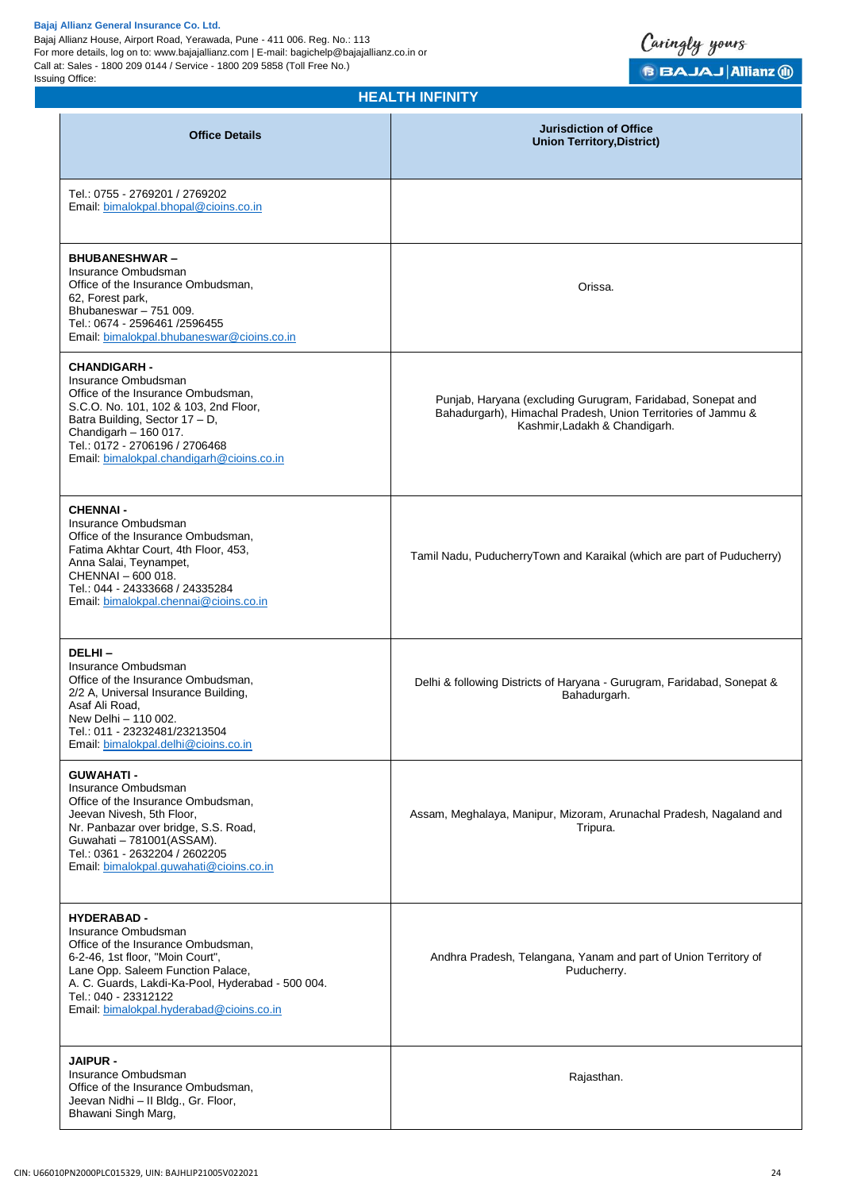## HEALTH INFINITY

| Office Details | Jurisdiction of Office Union Territory,District) |
|---|---|
| Tel.: 0755 - 2769201 / 2769202<br>Email: bimalokpal.bhopal@cioins.co.in | |
| **BHUBANESHWAR –**<br>Insurance Ombudsman<br>Office of the Insurance Ombudsman,<br>62, Forest park,<br>Bhubaneswar – 751 009.<br>Tel.: 0674 - 2596461 /2596455<br>Email: bimalokpal.bhubaneswar@cioins.co.in | Orissa. |
| **CHANDIGARH -**<br>Insurance Ombudsman<br>Office of the Insurance Ombudsman,<br>S.C.O. No. 101, 102 & 103, 2nd Floor,<br>Batra Building, Sector 17 – D,<br>Chandigarh – 160 017.<br>Tel.: 0172 - 2706196 / 2706468<br>Email: bimalokpal.chandigarh@cioins.co.in | Punjab, Haryana (excluding Gurugram, Faridabad, Sonepat and Bahadurgarh), Himachal Pradesh, Union Territories of Jammu & Kashmir,Ladakh & Chandigarh. |
| **CHENNAI -**<br>Insurance Ombudsman<br>Office of the Insurance Ombudsman,<br>Fatima Akhtar Court, 4th Floor, 453,<br>Anna Salai, Teynampet,<br>CHENNAI – 600 018.<br>Tel.: 044 - 24333668 / 24335284<br>Email: bimalokpal.chennai@cioins.co.in | Tamil Nadu, PuducherryTown and Karaikal (which are part of Puducherry) |
| **DELHI –**<br>Insurance Ombudsman<br>Office of the Insurance Ombudsman,<br>2/2 A, Universal Insurance Building,<br>Asaf Ali Road,<br>New Delhi – 110 002.<br>Tel.: 011 - 23232481/23213504<br>Email: bimalokpal.delhi@cioins.co.in | Delhi & following Districts of Haryana - Gurugram, Faridabad, Sonepat & Bahadurgarh. |
| **GUWAHATI -**<br>Insurance Ombudsman<br>Office of the Insurance Ombudsman,<br>Jeevan Nivesh, 5th Floor,<br>Nr. Panbazar over bridge, S.S. Road,<br>Guwahati – 781001(ASSAM).<br>Tel.: 0361 - 2632204 / 2602205<br>Email: bimalokpal.guwahati@cioins.co.in | Assam, Meghalaya, Manipur, Mizoram, Arunachal Pradesh, Nagaland and Tripura. |
| **HYDERABAD -**<br>Insurance Ombudsman<br>Office of the Insurance Ombudsman,<br>6-2-46, 1st floor, "Moin Court",<br>Lane Opp. Saleem Function Palace,<br>A. C. Guards, Lakdi-Ka-Pool, Hyderabad - 500 004.<br>Tel.: 040 - 23312122<br>Email: bimalokpal.hyderabad@cioins.co.in | Andhra Pradesh, Telangana, Yanam and part of Union Territory of Puducherry. |
| **JAIPUR -**<br>Insurance Ombudsman<br>Office of the Insurance Ombudsman,<br>Jeevan Nidhi – II Bldg., Gr. Floor,<br>Bhawani Singh Marg, | Rajasthan. |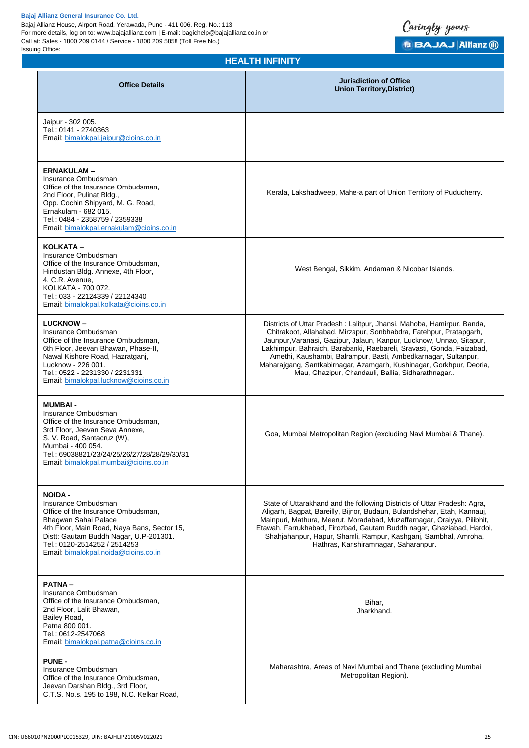## HEALTH INFINITY

| Office Details | Jurisdiction of Office Union Territory,District) |
|---|---|
| Jaipur - 302 005.<br>Tel.: 0141 - 2740363<br>Email: bimalokpal.jaipur@cioins.co.in | |
| **ERNAKULAM –**<br>Insurance Ombudsman<br>Office of the Insurance Ombudsman,<br>2nd Floor, Pulinat Bldg.,<br>Opp. Cochin Shipyard, M. G. Road,<br>Ernakulam - 682 015.<br>Tel.: 0484 - 2358759 / 2359338<br>Email: bimalokpal.ernakulam@cioins.co.in | Kerala, Lakshadweep, Mahe-a part of Union Territory of Puducherry. |
| **KOLKATA** –<br>Insurance Ombudsman<br>Office of the Insurance Ombudsman,<br>Hindustan Bldg. Annexe, 4th Floor,<br>4, C.R. Avenue,<br>KOLKATA - 700 072.<br>Tel.: 033 - 22124339 / 22124340<br>Email: bimalokpal.kolkata@cioins.co.in | West Bengal, Sikkim, Andaman & Nicobar Islands. |
| **LUCKNOW –**<br>Insurance Ombudsman<br>Office of the Insurance Ombudsman,<br>6th Floor, Jeevan Bhawan, Phase-II,<br>Nawal Kishore Road, Hazratganj,<br>Lucknow - 226 001.<br>Tel.: 0522 - 2231330 / 2231331<br>Email: bimalokpal.lucknow@cioins.co.in | Districts of Uttar Pradesh : Lalitpur, Jhansi, Mahoba, Hamirpur, Banda, Chitrakoot, Allahabad, Mirzapur, Sonbhabdra, Fatehpur, Pratapgarh, Jaunpur,Varanasi, Gazipur, Jalaun, Kanpur, Lucknow, Unnao, Sitapur, Lakhimpur, Bahraich, Barabanki, Raebareli, Sravasti, Gonda, Faizabad, Amethi, Kaushambi, Balrampur, Basti, Ambedkarnagar, Sultanpur, Maharajgang, Santkabirnagar, Azamgarh, Kushinagar, Gorkhpur, Deoria, Mau, Ghazipur, Chandauli, Ballia, Sidharathnagar.. |
| **MUMBAI -**<br>Insurance Ombudsman<br>Office of the Insurance Ombudsman,<br>3rd Floor, Jeevan Seva Annexe,<br>S. V. Road, Santacruz (W),<br>Mumbai - 400 054.<br>Tel.: 69038821/23/24/25/26/27/28/28/29/30/31<br>Email: bimalokpal.mumbai@cioins.co.in | Goa, Mumbai Metropolitan Region (excluding Navi Mumbai & Thane). |
| **NOIDA -**<br>Insurance Ombudsman<br>Office of the Insurance Ombudsman,<br>Bhagwan Sahai Palace<br>4th Floor, Main Road, Naya Bans, Sector 15,<br>Distt: Gautam Buddh Nagar, U.P-201301.<br>Tel.: 0120-2514252 / 2514253<br>Email: bimalokpal.noida@cioins.co.in | State of Uttarakhand and the following Districts of Uttar Pradesh: Agra, Aligarh, Bagpat, Bareilly, Bijnor, Budaun, Bulandshehar, Etah, Kannauj, Mainpuri, Mathura, Meerut, Moradabad, Muzaffarnagar, Oraiyya, Pilibhit, Etawah, Farrukhabad, Firozbad, Gautam Buddh nagar, Ghaziabad, Hardoi, Shahjahanpur, Hapur, Shamli, Rampur, Kashganj, Sambhal, Amroha, Hathras, Kanshiramnagar, Saharanpur. |
| **PATNA –**<br>Insurance Ombudsman<br>Office of the Insurance Ombudsman,<br>2nd Floor, Lalit Bhawan,<br>Bailey Road,<br>Patna 800 001.<br>Tel.: 0612-2547068<br>Email: bimalokpal.patna@cioins.co.in | Bihar,<br>Jharkhand. |
| **PUNE -**<br>Insurance Ombudsman<br>Office of the Insurance Ombudsman,<br>Jeevan Darshan Bldg., 3rd Floor,<br>C.T.S. No.s. 195 to 198, N.C. Kelkar Road, | Maharashtra, Areas of Navi Mumbai and Thane (excluding Mumbai Metropolitan Region). |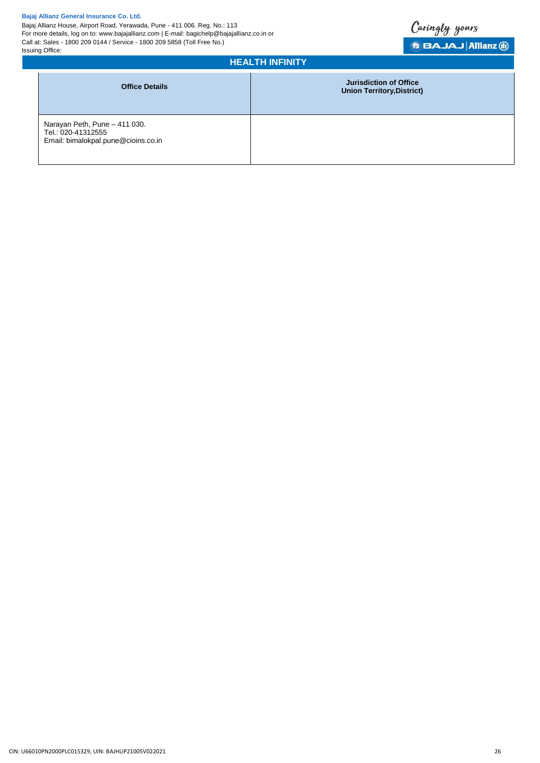## HEALTH INFINITY

| Office Details | Jurisdiction of Office Union Territory,District) |
| --- | --- |
| Narayan Peth, Pune – 411 030.<br>Tel.: 020-41312555<br>Email: bimalokpal.pune@cioins.co.in | |